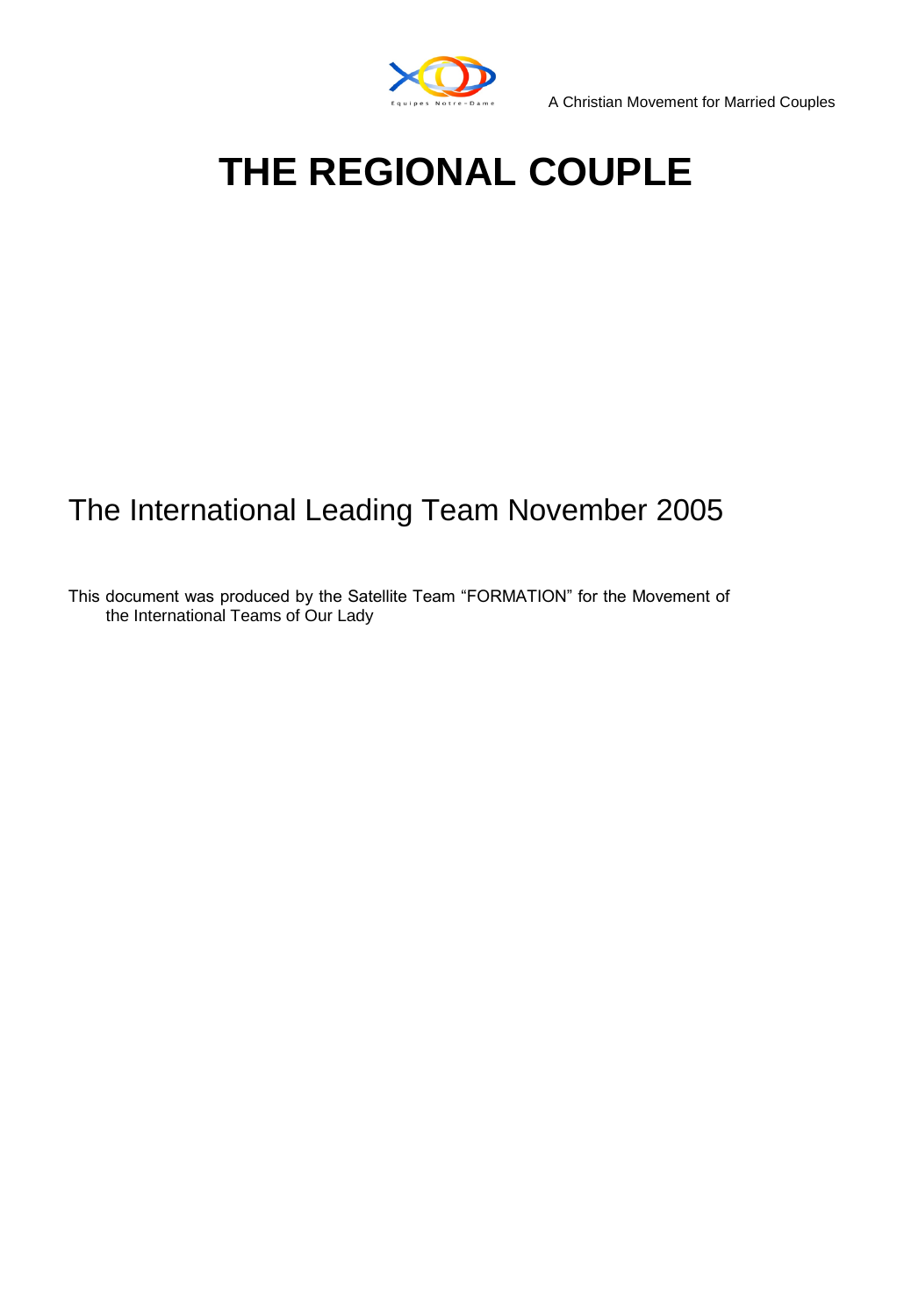Equipes Notre-Dame

A Christian Movement for Married Couples

# THE REGIONAL COUPLE

The International Leading Team November 2005

This document was produced by the Satellite Team “FORMATION” for the Movement of the International Teams of Our Lady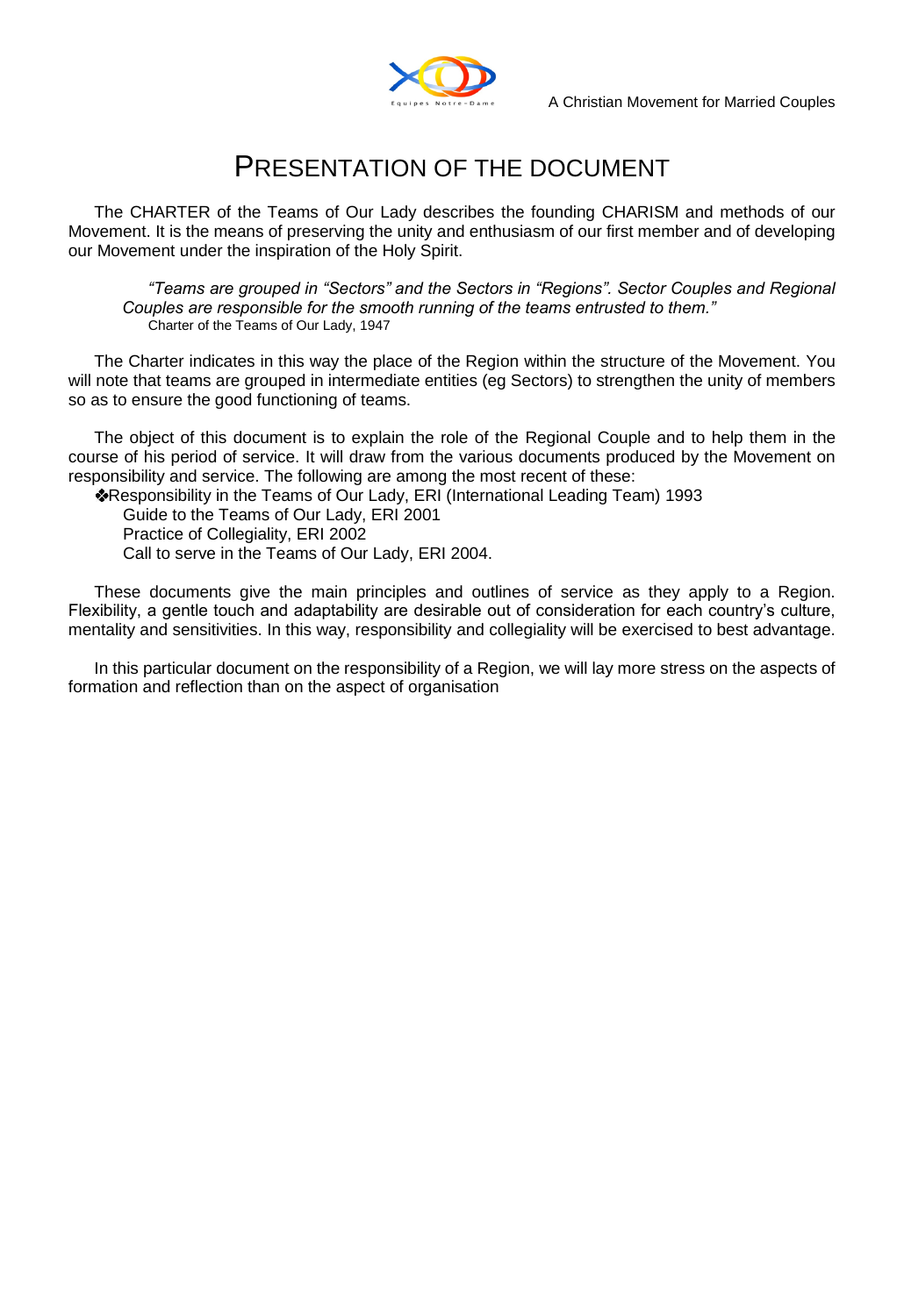# PRESENTATION OF THE DOCUMENT

The CHARTER of the Teams of Our Lady describes the founding CHARISM and methods of our Movement. It is the means of preserving the unity and enthusiasm of our first member and of developing our Movement under the inspiration of the Holy Spirit.

> *"Teams are grouped in "Sectors" and the Sectors in "Regions". Sector Couples and Regional Couples are responsible for the smooth running of the teams entrusted to them."*
> Charter of the Teams of Our Lady, 1947

The Charter indicates in this way the place of the Region within the structure of the Movement. You will note that teams are grouped in intermediate entities (eg Sectors) to strengthen the unity of members so as to ensure the good functioning of teams.

The object of this document is to explain the role of the Regional Couple and to help them in the course of his period of service. It will draw from the various documents produced by the Movement on responsibility and service. The following are among the most recent of these:

- Responsibility in the Teams of Our Lady, ERI (International Leading Team) 1993
- Guide to the Teams of Our Lady, ERI 2001
- Practice of Collegiality, ERI 2002
- Call to serve in the Teams of Our Lady, ERI 2004.

These documents give the main principles and outlines of service as they apply to a Region. Flexibility, a gentle touch and adaptability are desirable out of consideration for each country's culture, mentality and sensitivities. In this way, responsibility and collegiality will be exercised to best advantage.

In this particular document on the responsibility of a Region, we will lay more stress on the aspects of formation and reflection than on the aspect of organisation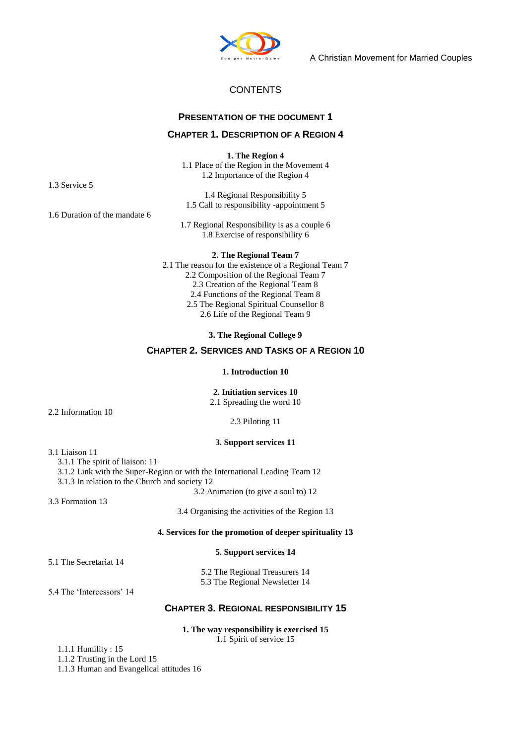A Christian Movement for Married Couples

CONTENTS

**PRESENTATION OF THE DOCUMENT 1**

**CHAPTER 1. DESCRIPTION OF A REGION 4**

**1. The Region 4**

1.1 Place of the Region in the Movement 4
1.2 Importance of the Region 4
1.3 Service 5
1.4 Regional Responsibility 5
1.5 Call to responsibility -appointment 5
1.6 Duration of the mandate 6
1.7 Regional Responsibility is as a couple 6
1.8 Exercise of responsibility 6

**2. The Regional Team 7**

2.1 The reason for the existence of a Regional Team 7
2.2 Composition of the Regional Team 7
2.3 Creation of the Regional Team 8
2.4 Functions of the Regional Team 8
2.5 The Regional Spiritual Counsellor 8
2.6 Life of the Regional Team 9

**3. The Regional College 9**

**CHAPTER 2. SERVICES AND TASKS OF A REGION 10**

**1. Introduction 10**

**2. Initiation services 10**

2.1 Spreading the word 10
2.2 Information 10
2.3 Piloting 11

**3. Support services 11**

3.1 Liaison 11
3.1.1 The spirit of liaison: 11
3.1.2 Link with the Super-Region or with the International Leading Team 12
3.1.3 In relation to the Church and society 12
3.2 Animation (to give a soul to) 12
3.3 Formation 13
3.4 Organising the activities of the Region 13

**4. Services for the promotion of deeper spirituality 13**

**5. Support services 14**

5.1 The Secretariat 14
5.2 The Regional Treasurers 14
5.3 The Regional Newsletter 14
5.4 The 'Intercessors' 14

**CHAPTER 3. REGIONAL RESPONSIBILITY 15**

**1. The way responsibility is exercised 15**

1.1 Spirit of service 15
1.1.1 Humility : 15
1.1.2 Trusting in the Lord 15
1.1.3 Human and Evangelical attitudes 16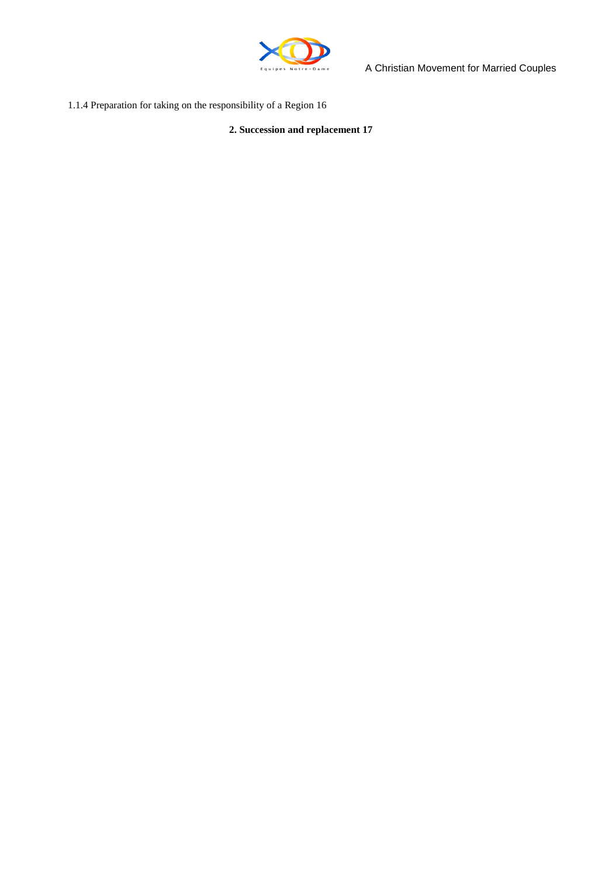1.1.4 Preparation for taking on the responsibility of a Region 16

**2. Succession and replacement 17**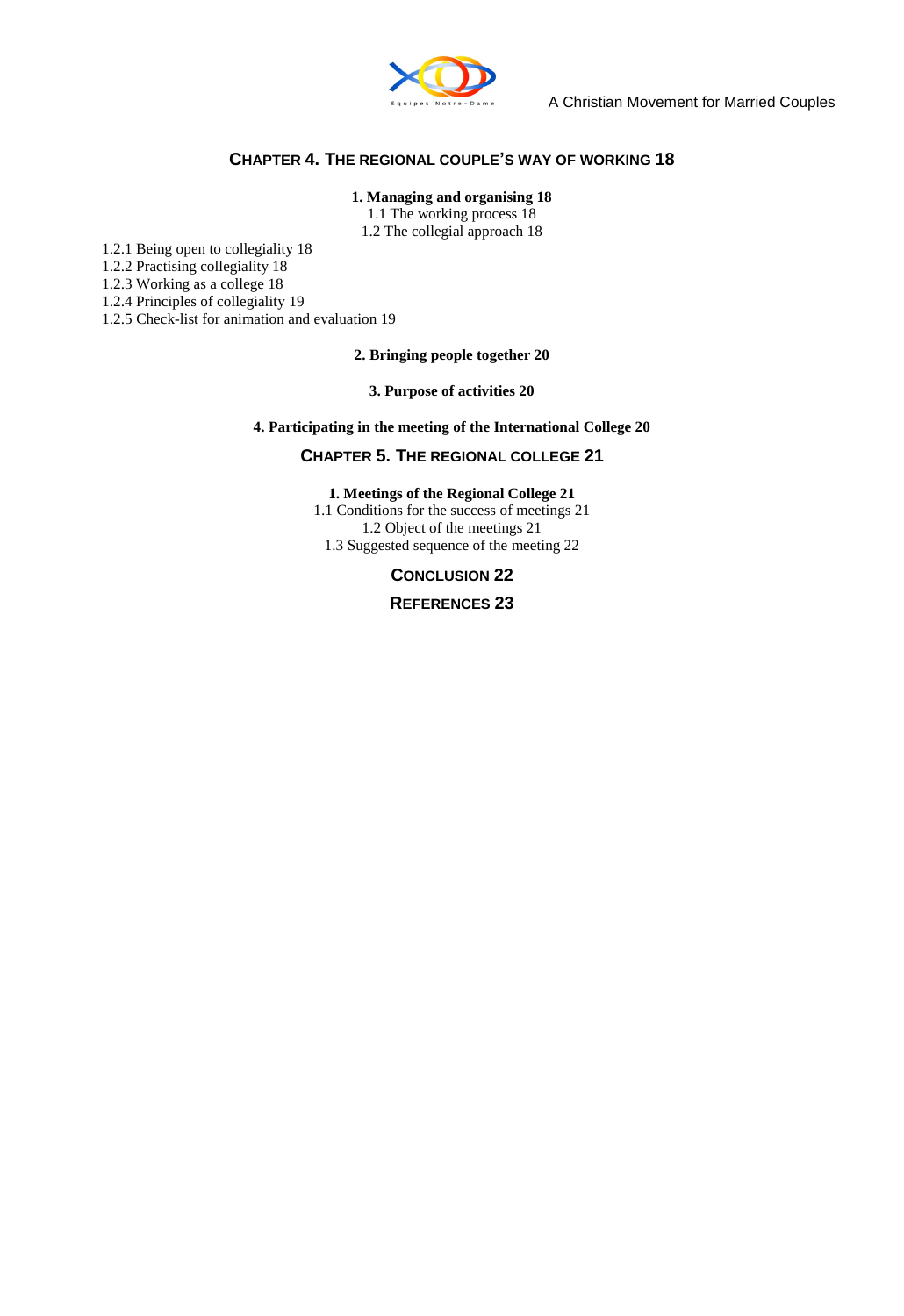**CHAPTER 4. THE REGIONAL COUPLE'S WAY OF WORKING 18**

**1. Managing and organising 18**

1.1 The working process 18

1.2 The collegial approach 18

1.2.1 Being open to collegiality 18

1.2.2 Practising collegiality 18

1.2.3 Working as a college 18

1.2.4 Principles of collegiality 19

1.2.5 Check-list for animation and evaluation 19

**2. Bringing people together 20**

**3. Purpose of activities 20**

**4. Participating in the meeting of the International College 20**

**CHAPTER 5. THE REGIONAL COLLEGE 21**

**1. Meetings of the Regional College 21**

1.1 Conditions for the success of meetings 21

1.2 Object of the meetings 21

1.3 Suggested sequence of the meeting 22

**CONCLUSION 22**

**REFERENCES 23**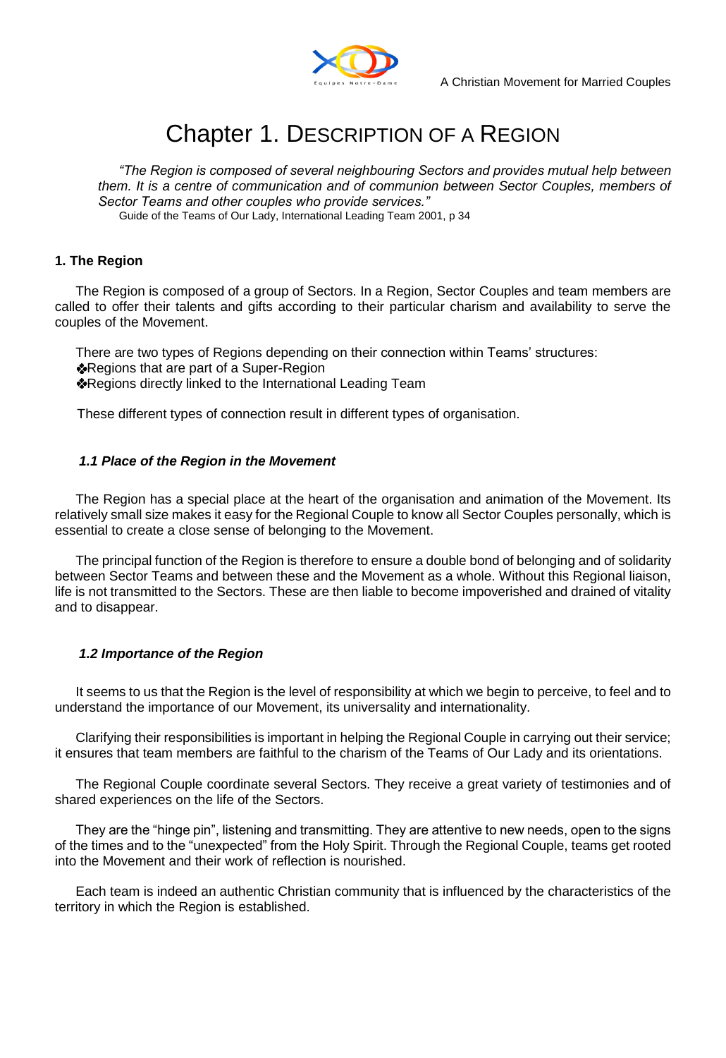# Chapter 1. DESCRIPTION OF A REGION

> *"The Region is composed of several neighbouring Sectors and provides mutual help between them. It is a centre of communication and of communion between Sector Couples, members of Sector Teams and other couples who provide services."*
> Guide of the Teams of Our Lady, International Leading Team 2001, p 34

### 1. The Region

The Region is composed of a group of Sectors. In a Region, Sector Couples and team members are called to offer their talents and gifts according to their particular charism and availability to serve the couples of the Movement.

There are two types of Regions depending on their connection within Teams' structures:

- Regions that are part of a Super-Region
- Regions directly linked to the International Leading Team

These different types of connection result in different types of organisation.

#### *1.1 Place of the Region in the Movement*

The Region has a special place at the heart of the organisation and animation of the Movement. Its relatively small size makes it easy for the Regional Couple to know all Sector Couples personally, which is essential to create a close sense of belonging to the Movement.

The principal function of the Region is therefore to ensure a double bond of belonging and of solidarity between Sector Teams and between these and the Movement as a whole. Without this Regional liaison, life is not transmitted to the Sectors. These are then liable to become impoverished and drained of vitality and to disappear.

#### *1.2 Importance of the Region*

It seems to us that the Region is the level of responsibility at which we begin to perceive, to feel and to understand the importance of our Movement, its universality and internationality.

Clarifying their responsibilities is important in helping the Regional Couple in carrying out their service; it ensures that team members are faithful to the charism of the Teams of Our Lady and its orientations.

The Regional Couple coordinate several Sectors. They receive a great variety of testimonies and of shared experiences on the life of the Sectors.

They are the "hinge pin", listening and transmitting. They are attentive to new needs, open to the signs of the times and to the "unexpected" from the Holy Spirit. Through the Regional Couple, teams get rooted into the Movement and their work of reflection is nourished.

Each team is indeed an authentic Christian community that is influenced by the characteristics of the territory in which the Region is established.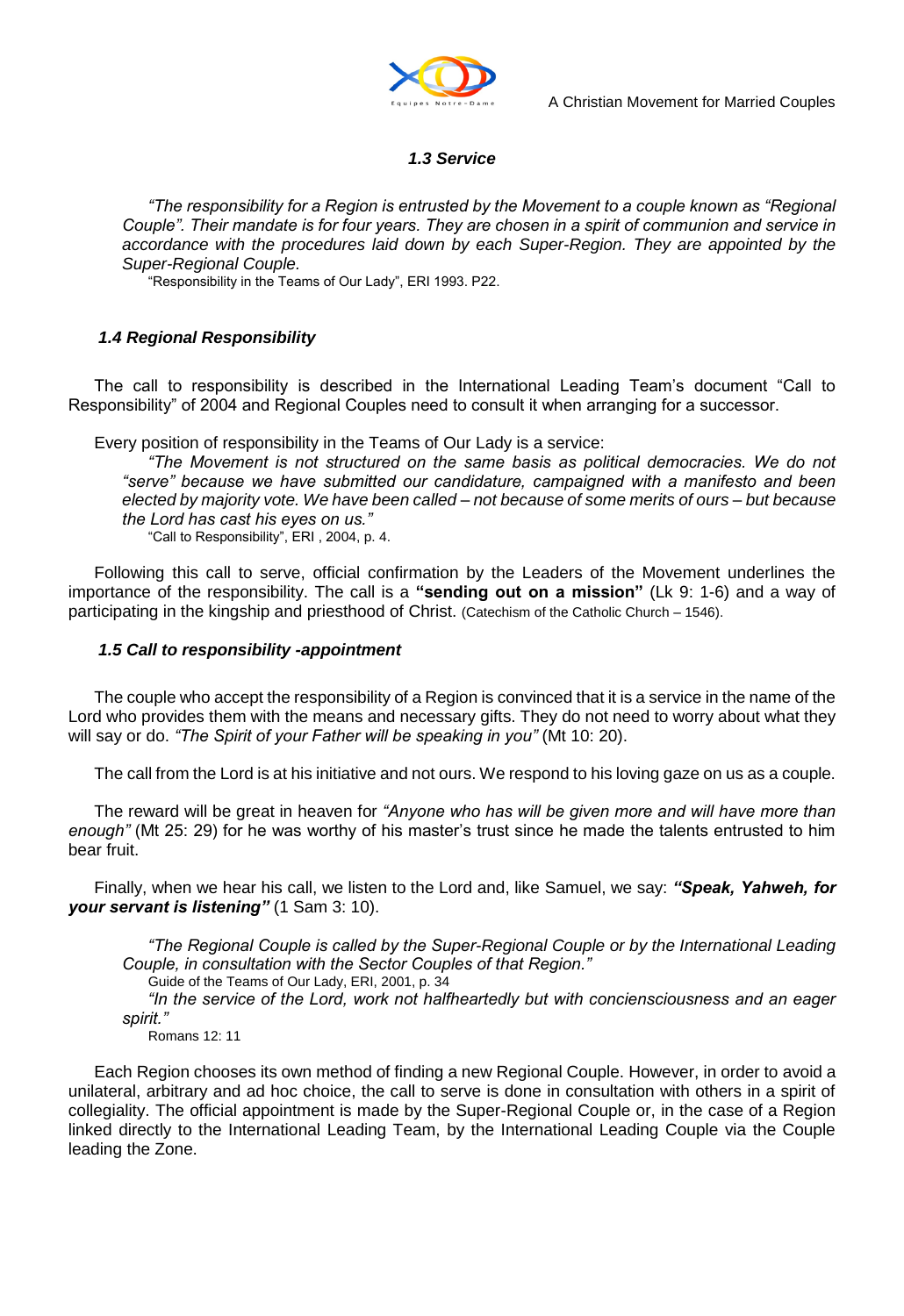### *1.3 Service*

*"The responsibility for a Region is entrusted by the Movement to a couple known as "Regional Couple". Their mandate is for four years. They are chosen in a spirit of communion and service in accordance with the procedures laid down by each Super-Region. They are appointed by the Super-Regional Couple.*

"Responsibility in the Teams of Our Lady", ERI 1993. P22.

### *1.4 Regional Responsibility*

The call to responsibility is described in the International Leading Team's document "Call to Responsibility" of 2004 and Regional Couples need to consult it when arranging for a successor.

Every position of responsibility in the Teams of Our Lady is a service:

*"The Movement is not structured on the same basis as political democracies. We do not "serve" because we have submitted our candidature, campaigned with a manifesto and been elected by majority vote. We have been called – not because of some merits of ours – but because the Lord has cast his eyes on us."*

"Call to Responsibility", ERI , 2004, p. 4.

Following this call to serve, official confirmation by the Leaders of the Movement underlines the importance of the responsibility. The call is a **"sending out on a mission"** (Lk 9: 1-6) and a way of participating in the kingship and priesthood of Christ. (Catechism of the Catholic Church – 1546).

### *1.5 Call to responsibility -appointment*

The couple who accept the responsibility of a Region is convinced that it is a service in the name of the Lord who provides them with the means and necessary gifts. They do not need to worry about what they will say or do. *"The Spirit of your Father will be speaking in you"* (Mt 10: 20).

The call from the Lord is at his initiative and not ours. We respond to his loving gaze on us as a couple.

The reward will be great in heaven for *"Anyone who has will be given more and will have more than enough"* (Mt 25: 29) for he was worthy of his master's trust since he made the talents entrusted to him bear fruit.

Finally, when we hear his call, we listen to the Lord and, like Samuel, we say: ***"Speak, Yahweh, for your servant is listening"*** (1 Sam 3: 10).

*"The Regional Couple is called by the Super-Regional Couple or by the International Leading Couple, in consultation with the Sector Couples of that Region."*

Guide of the Teams of Our Lady, ERI, 2001, p. 34

*"In the service of the Lord, work not halfheartedly but with conciensciousness and an eager spirit."*

Romans 12: 11

Each Region chooses its own method of finding a new Regional Couple. However, in order to avoid a unilateral, arbitrary and ad hoc choice, the call to serve is done in consultation with others in a spirit of collegiality. The official appointment is made by the Super-Regional Couple or, in the case of a Region linked directly to the International Leading Team, by the International Leading Couple via the Couple leading the Zone.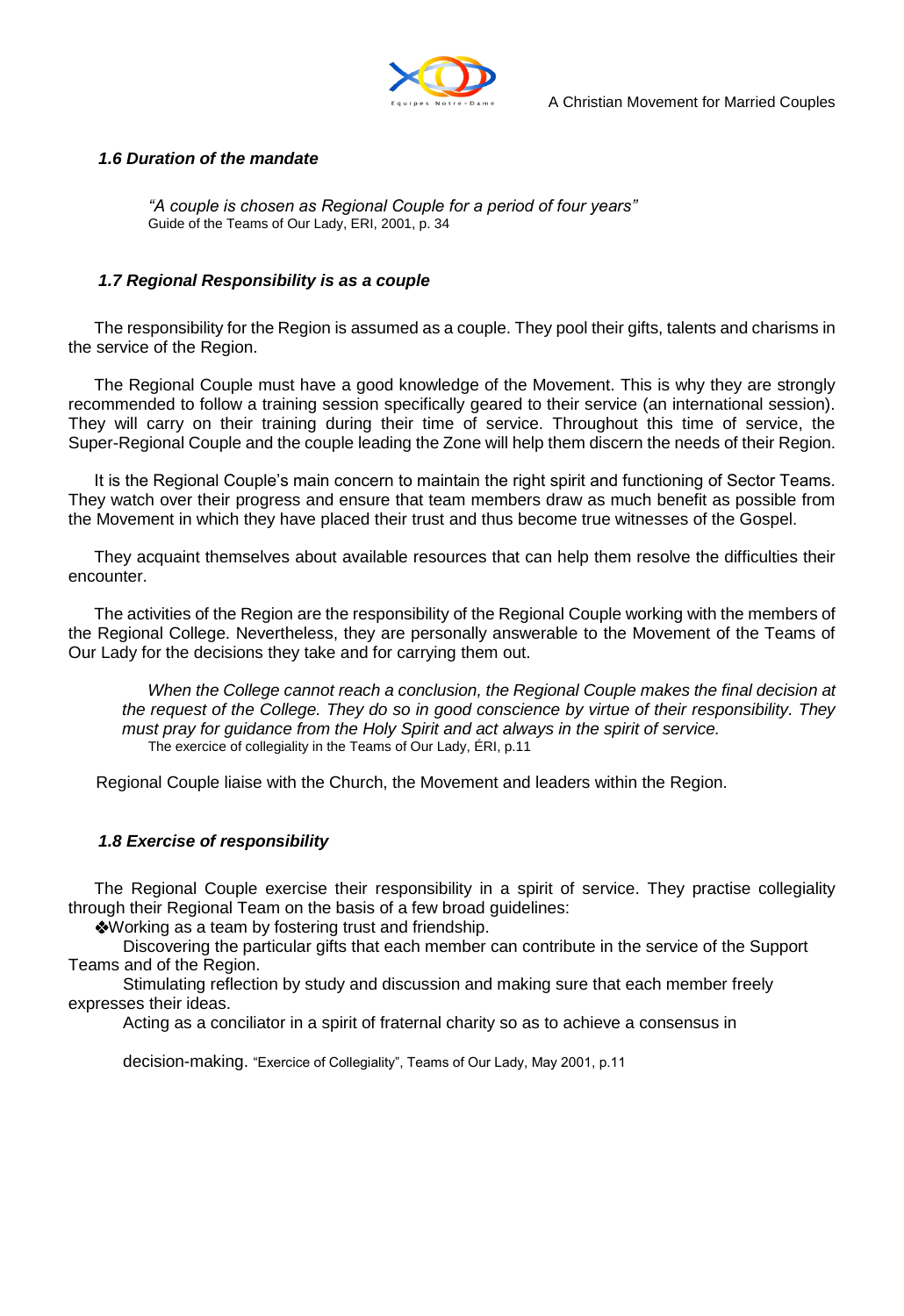### *1.6 Duration of the mandate*

> *"A couple is chosen as Regional Couple for a period of four years"*
> Guide of the Teams of Our Lady, ERI, 2001, p. 34

### *1.7 Regional Responsibility is as a couple*

The responsibility for the Region is assumed as a couple. They pool their gifts, talents and charisms in the service of the Region.

The Regional Couple must have a good knowledge of the Movement. This is why they are strongly recommended to follow a training session specifically geared to their service (an international session). They will carry on their training during their time of service. Throughout this time of service, the Super-Regional Couple and the couple leading the Zone will help them discern the needs of their Region.

It is the Regional Couple's main concern to maintain the right spirit and functioning of Sector Teams. They watch over their progress and ensure that team members draw as much benefit as possible from the Movement in which they have placed their trust and thus become true witnesses of the Gospel.

They acquaint themselves about available resources that can help them resolve the difficulties their encounter.

The activities of the Region are the responsibility of the Regional Couple working with the members of the Regional College. Nevertheless, they are personally answerable to the Movement of the Teams of Our Lady for the decisions they take and for carrying them out.

> *When the College cannot reach a conclusion, the Regional Couple makes the final decision at the request of the College. They do so in good conscience by virtue of their responsibility. They must pray for guidance from the Holy Spirit and act always in the spirit of service.*
> The exercice of collegiality in the Teams of Our Lady, ÉRI, p.11

Regional Couple liaise with the Church, the Movement and leaders within the Region.

### *1.8 Exercise of responsibility*

The Regional Couple exercise their responsibility in a spirit of service. They practise collegiality through their Regional Team on the basis of a few broad guidelines:

❖Working as a team by fostering trust and friendship.

Discovering the particular gifts that each member can contribute in the service of the Support Teams and of the Region.

Stimulating reflection by study and discussion and making sure that each member freely expresses their ideas.

Acting as a conciliator in a spirit of fraternal charity so as to achieve a consensus in

decision-making. "Exercice of Collegiality", Teams of Our Lady, May 2001, p.11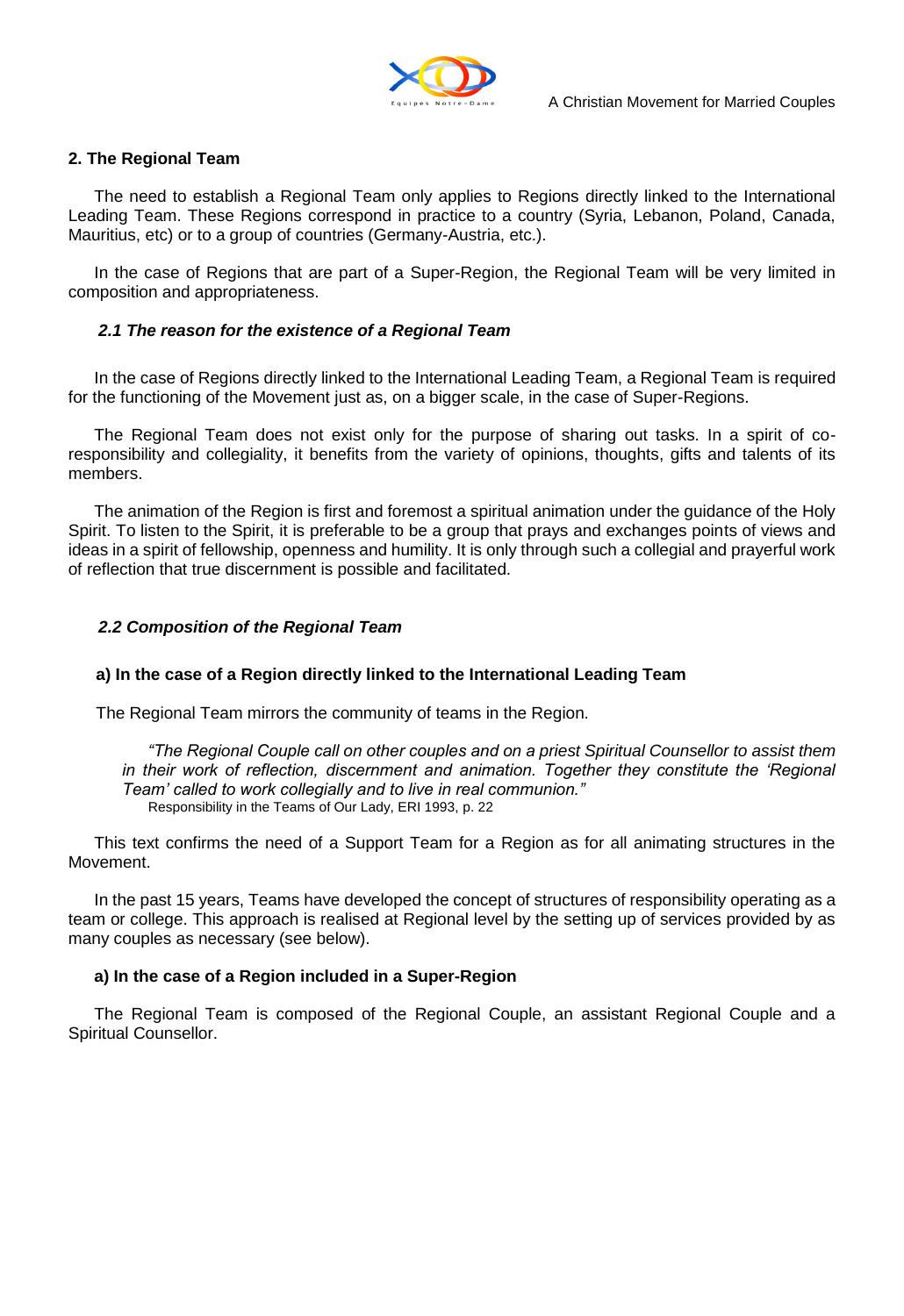## 2. The Regional Team

The need to establish a Regional Team only applies to Regions directly linked to the International Leading Team. These Regions correspond in practice to a country (Syria, Lebanon, Poland, Canada, Mauritius, etc) or to a group of countries (Germany-Austria, etc.).

In the case of Regions that are part of a Super-Region, the Regional Team will be very limited in composition and appropriateness.

### *2.1 The reason for the existence of a Regional Team*

In the case of Regions directly linked to the International Leading Team, a Regional Team is required for the functioning of the Movement just as, on a bigger scale, in the case of Super-Regions.

The Regional Team does not exist only for the purpose of sharing out tasks. In a spirit of co-responsibility and collegiality, it benefits from the variety of opinions, thoughts, gifts and talents of its members.

The animation of the Region is first and foremost a spiritual animation under the guidance of the Holy Spirit. To listen to the Spirit, it is preferable to be a group that prays and exchanges points of views and ideas in a spirit of fellowship, openness and humility. It is only through such a collegial and prayerful work of reflection that true discernment is possible and facilitated.

### *2.2 Composition of the Regional Team*

#### a) In the case of a Region directly linked to the International Leading Team

The Regional Team mirrors the community of teams in the Region.

> *"The Regional Couple call on other couples and on a priest Spiritual Counsellor to assist them in their work of reflection, discernment and animation. Together they constitute the 'Regional Team' called to work collegially and to live in real communion."*
> Responsibility in the Teams of Our Lady, ERI 1993, p. 22

This text confirms the need of a Support Team for a Region as for all animating structures in the Movement.

In the past 15 years, Teams have developed the concept of structures of responsibility operating as a team or college. This approach is realised at Regional level by the setting up of services provided by as many couples as necessary (see below).

#### a) In the case of a Region included in a Super-Region

The Regional Team is composed of the Regional Couple, an assistant Regional Couple and a Spiritual Counsellor.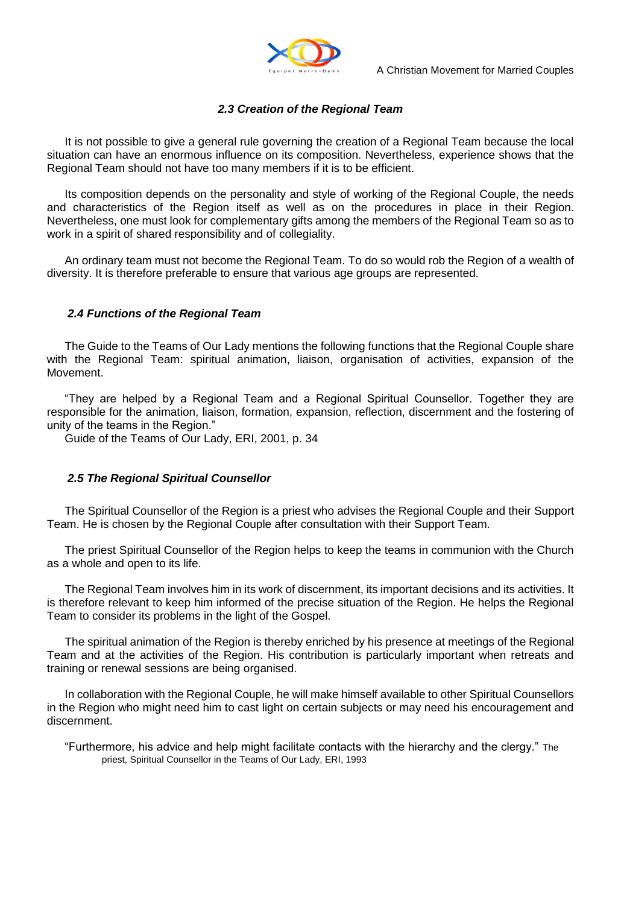### *2.3 Creation of the Regional Team*

It is not possible to give a general rule governing the creation of a Regional Team because the local situation can have an enormous influence on its composition. Nevertheless, experience shows that the Regional Team should not have too many members if it is to be efficient.

Its composition depends on the personality and style of working of the Regional Couple, the needs and characteristics of the Region itself as well as on the procedures in place in their Region. Nevertheless, one must look for complementary gifts among the members of the Regional Team so as to work in a spirit of shared responsibility and of collegiality.

An ordinary team must not become the Regional Team. To do so would rob the Region of a wealth of diversity. It is therefore preferable to ensure that various age groups are represented.

### *2.4 Functions of the Regional Team*

The Guide to the Teams of Our Lady mentions the following functions that the Regional Couple share with the Regional Team: spiritual animation, liaison, organisation of activities, expansion of the Movement.

"They are helped by a Regional Team and a Regional Spiritual Counsellor. Together they are responsible for the animation, liaison, formation, expansion, reflection, discernment and the fostering of unity of the teams in the Region."
Guide of the Teams of Our Lady, ERI, 2001, p. 34

### *2.5 The Regional Spiritual Counsellor*

The Spiritual Counsellor of the Region is a priest who advises the Regional Couple and their Support Team. He is chosen by the Regional Couple after consultation with their Support Team.

The priest Spiritual Counsellor of the Region helps to keep the teams in communion with the Church as a whole and open to its life.

The Regional Team involves him in its work of discernment, its important decisions and its activities. It is therefore relevant to keep him informed of the precise situation of the Region. He helps the Regional Team to consider its problems in the light of the Gospel.

The spiritual animation of the Region is thereby enriched by his presence at meetings of the Regional Team and at the activities of the Region. His contribution is particularly important when retreats and training or renewal sessions are being organised.

In collaboration with the Regional Couple, he will make himself available to other Spiritual Counsellors in the Region who might need him to cast light on certain subjects or may need his encouragement and discernment.

"Furthermore, his advice and help might facilitate contacts with the hierarchy and the clergy." The priest, Spiritual Counsellor in the Teams of Our Lady, ERI, 1993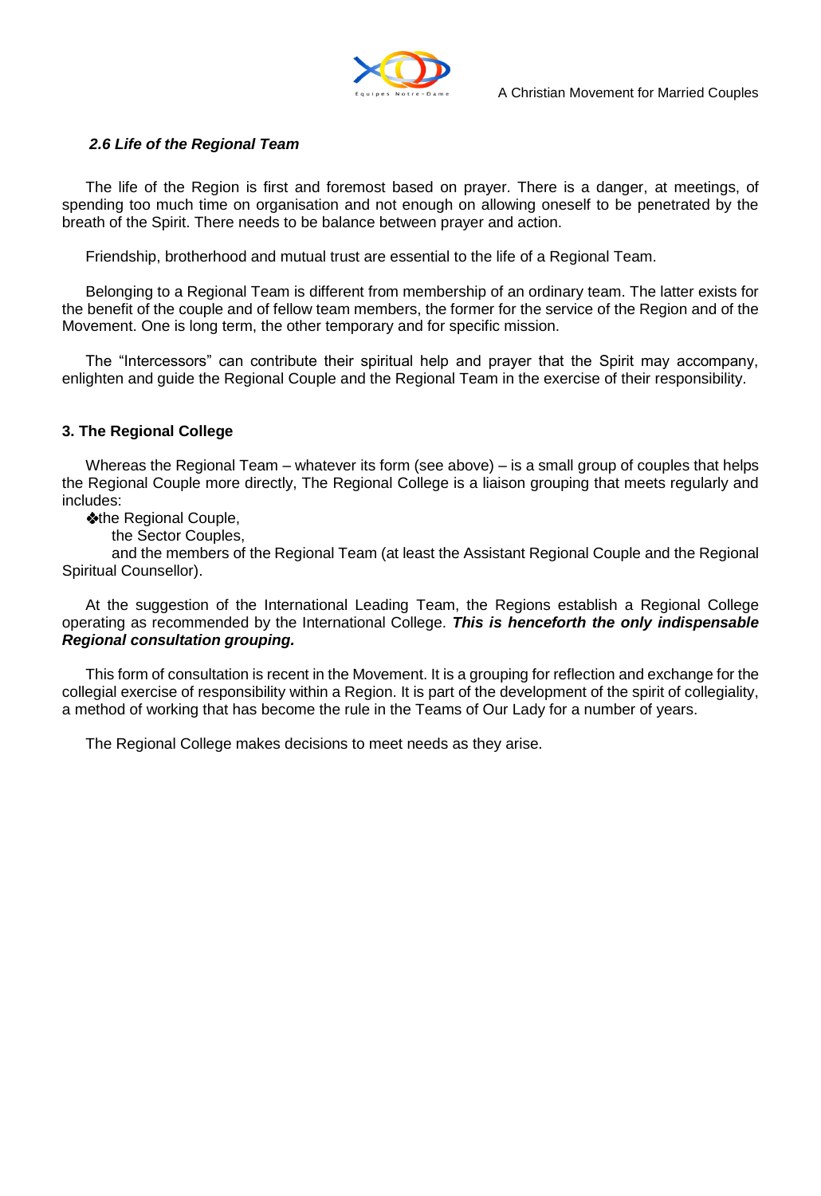#### *2.6 Life of the Regional Team*

The life of the Region is first and foremost based on prayer. There is a danger, at meetings, of spending too much time on organisation and not enough on allowing oneself to be penetrated by the breath of the Spirit. There needs to be balance between prayer and action.

Friendship, brotherhood and mutual trust are essential to the life of a Regional Team.

Belonging to a Regional Team is different from membership of an ordinary team. The latter exists for the benefit of the couple and of fellow team members, the former for the service of the Region and of the Movement. One is long term, the other temporary and for specific mission.

The “Intercessors” can contribute their spiritual help and prayer that the Spirit may accompany, enlighten and guide the Regional Couple and the Regional Team in the exercise of their responsibility.

### 3. The Regional College

Whereas the Regional Team – whatever its form (see above) – is a small group of couples that helps the Regional Couple more directly, The Regional College is a liaison grouping that meets regularly and includes:

- the Regional Couple,
- the Sector Couples,
- and the members of the Regional Team (at least the Assistant Regional Couple and the Regional Spiritual Counsellor).

At the suggestion of the International Leading Team, the Regions establish a Regional College operating as recommended by the International College. ***This is henceforth the only indispensable Regional consultation grouping.***

This form of consultation is recent in the Movement. It is a grouping for reflection and exchange for the collegial exercise of responsibility within a Region. It is part of the development of the spirit of collegiality, a method of working that has become the rule in the Teams of Our Lady for a number of years.

The Regional College makes decisions to meet needs as they arise.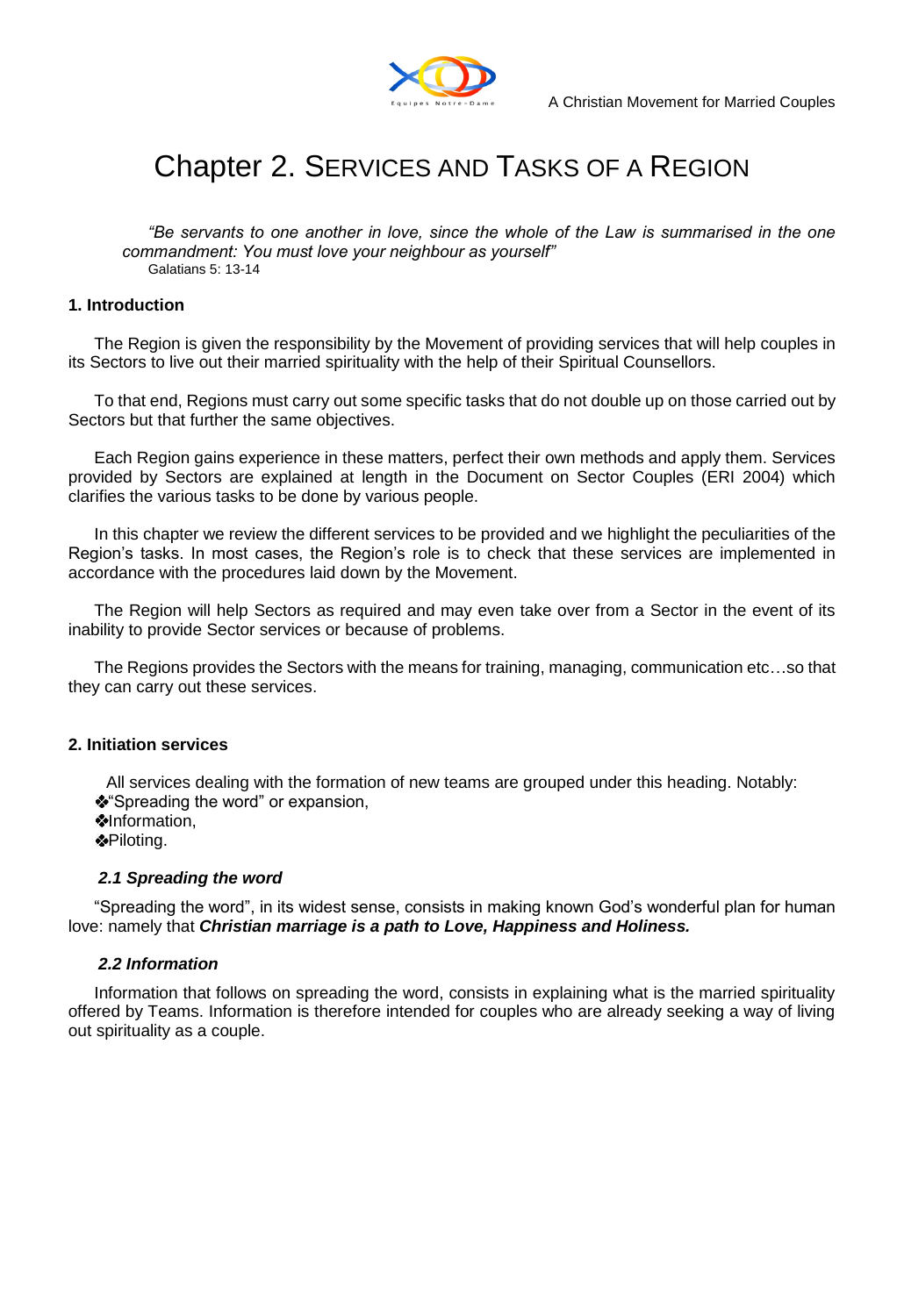# Chapter 2. SERVICES AND TASKS OF A REGION

*"Be servants to one another in love, since the whole of the Law is summarised in the one commandment: You must love your neighbour as yourself"*
Galatians 5: 13-14

## 1. Introduction

The Region is given the responsibility by the Movement of providing services that will help couples in its Sectors to live out their married spirituality with the help of their Spiritual Counsellors.

To that end, Regions must carry out some specific tasks that do not double up on those carried out by Sectors but that further the same objectives.

Each Region gains experience in these matters, perfect their own methods and apply them. Services provided by Sectors are explained at length in the Document on Sector Couples (ERI 2004) which clarifies the various tasks to be done by various people.

In this chapter we review the different services to be provided and we highlight the peculiarities of the Region's tasks. In most cases, the Region's role is to check that these services are implemented in accordance with the procedures laid down by the Movement.

The Region will help Sectors as required and may even take over from a Sector in the event of its inability to provide Sector services or because of problems.

The Regions provides the Sectors with the means for training, managing, communication etc…so that they can carry out these services.

## 2. Initiation services

All services dealing with the formation of new teams are grouped under this heading. Notably:

- "Spreading the word" or expansion,
- Information,
- Piloting.

### *2.1 Spreading the word*

"Spreading the word", in its widest sense, consists in making known God's wonderful plan for human love: namely that ***Christian marriage is a path to Love, Happiness and Holiness.***

### *2.2 Information*

Information that follows on spreading the word, consists in explaining what is the married spirituality offered by Teams. Information is therefore intended for couples who are already seeking a way of living out spirituality as a couple.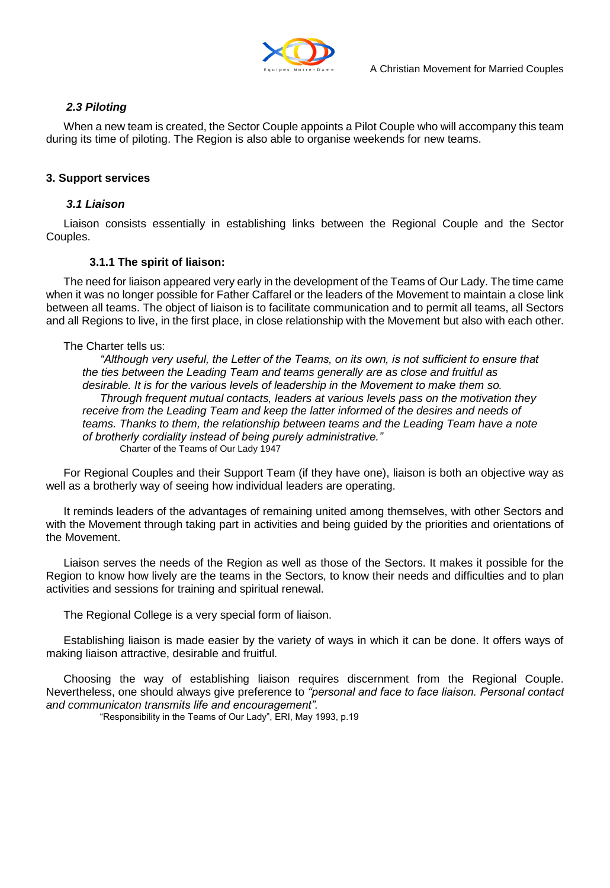### *2.3 Piloting*

When a new team is created, the Sector Couple appoints a Pilot Couple who will accompany this team during its time of piloting. The Region is also able to organise weekends for new teams.

## 3. Support services

### *3.1 Liaison*

Liaison consists essentially in establishing links between the Regional Couple and the Sector Couples.

#### 3.1.1 The spirit of liaison:

The need for liaison appeared very early in the development of the Teams of Our Lady. The time came when it was no longer possible for Father Caffarel or the leaders of the Movement to maintain a close link between all teams. The object of liaison is to facilitate communication and to permit all teams, all Sectors and all Regions to live, in the first place, in close relationship with the Movement but also with each other.

The Charter tells us:

> *"Although very useful, the Letter of the Teams, on its own, is not sufficient to ensure that the ties between the Leading Team and teams generally are as close and fruitful as desirable. It is for the various levels of leadership in the Movement to make them so.*
>
> *Through frequent mutual contacts, leaders at various levels pass on the motivation they receive from the Leading Team and keep the latter informed of the desires and needs of teams. Thanks to them, the relationship between teams and the Leading Team have a note of brotherly cordiality instead of being purely administrative."*
>
> Charter of the Teams of Our Lady 1947

For Regional Couples and their Support Team (if they have one), liaison is both an objective way as well as a brotherly way of seeing how individual leaders are operating.

It reminds leaders of the advantages of remaining united among themselves, with other Sectors and with the Movement through taking part in activities and being guided by the priorities and orientations of the Movement.

Liaison serves the needs of the Region as well as those of the Sectors. It makes it possible for the Region to know how lively are the teams in the Sectors, to know their needs and difficulties and to plan activities and sessions for training and spiritual renewal.

The Regional College is a very special form of liaison.

Establishing liaison is made easier by the variety of ways in which it can be done. It offers ways of making liaison attractive, desirable and fruitful.

Choosing the way of establishing liaison requires discernment from the Regional Couple. Nevertheless, one should always give preference to *"personal and face to face liaison. Personal contact and communicaton transmits life and encouragement".*

"Responsibility in the Teams of Our Lady", ERI, May 1993, p.19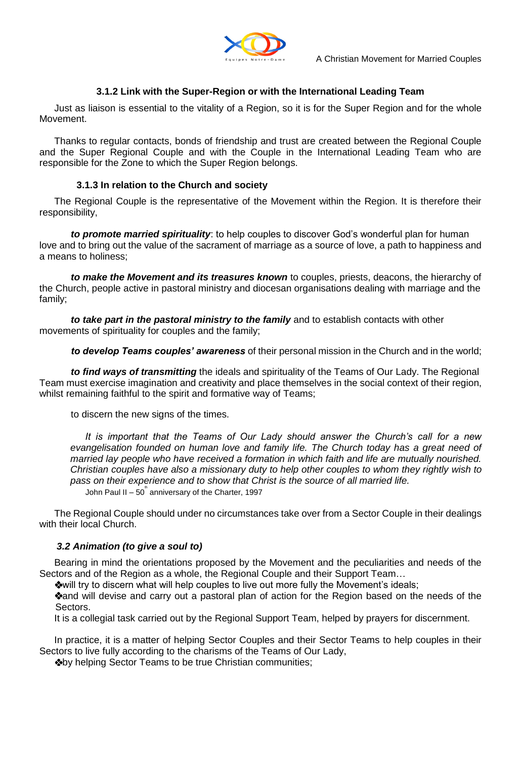### 3.1.2 Link with the Super-Region or with the International Leading Team

Just as liaison is essential to the vitality of a Region, so it is for the Super Region and for the whole Movement.

Thanks to regular contacts, bonds of friendship and trust are created between the Regional Couple and the Super Regional Couple and with the Couple in the International Leading Team who are responsible for the Zone to which the Super Region belongs.

### 3.1.3 In relation to the Church and society

The Regional Couple is the representative of the Movement within the Region. It is therefore their responsibility,

***to promote married spirituality***: to help couples to discover God's wonderful plan for human love and to bring out the value of the sacrament of marriage as a source of love, a path to happiness and a means to holiness;

***to make the Movement and its treasures known*** to couples, priests, deacons, the hierarchy of the Church, people active in pastoral ministry and diocesan organisations dealing with marriage and the family;

***to take part in the pastoral ministry to the family*** and to establish contacts with other movements of spirituality for couples and the family;

***to develop Teams couples' awareness*** of their personal mission in the Church and in the world;

***to find ways of transmitting*** the ideals and spirituality of the Teams of Our Lady. The Regional Team must exercise imagination and creativity and place themselves in the social context of their region, whilst remaining faithful to the spirit and formative way of Teams;

to discern the new signs of the times.

> *It is important that the Teams of Our Lady should answer the Church's call for a new evangelisation founded on human love and family life. The Church today has a great need of married lay people who have received a formation in which faith and life are mutually nourished. Christian couples have also a missionary duty to help other couples to whom they rightly wish to pass on their experience and to show that Christ is the source of all married life.*
>
> John Paul II – 50th anniversary of the Charter, 1997

The Regional Couple should under no circumstances take over from a Sector Couple in their dealings with their local Church.

### *3.2 Animation (to give a soul to)*

Bearing in mind the orientations proposed by the Movement and the peculiarities and needs of the Sectors and of the Region as a whole, the Regional Couple and their Support Team…

- will try to discern what will help couples to live out more fully the Movement's ideals;
- and will devise and carry out a pastoral plan of action for the Region based on the needs of the Sectors.

It is a collegial task carried out by the Regional Support Team, helped by prayers for discernment.

In practice, it is a matter of helping Sector Couples and their Sector Teams to help couples in their Sectors to live fully according to the charisms of the Teams of Our Lady,

- by helping Sector Teams to be true Christian communities;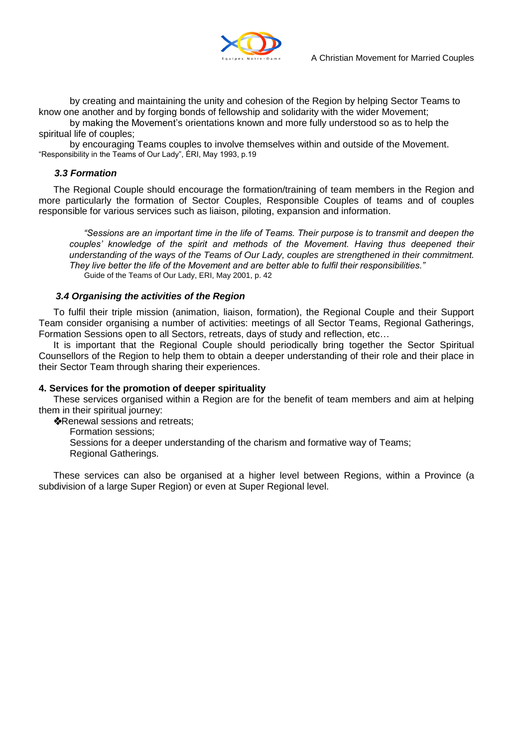by creating and maintaining the unity and cohesion of the Region by helping Sector Teams to know one another and by forging bonds of fellowship and solidarity with the wider Movement;

by making the Movement's orientations known and more fully understood so as to help the spiritual life of couples;

by encouraging Teams couples to involve themselves within and outside of the Movement.
"Responsibility in the Teams of Our Lady", ÉRI, May 1993, p.19

### *3.3 Formation*

The Regional Couple should encourage the formation/training of team members in the Region and more particularly the formation of Sector Couples, Responsible Couples of teams and of couples responsible for various services such as liaison, piloting, expansion and information.

> *"Sessions are an important time in the life of Teams. Their purpose is to transmit and deepen the couples' knowledge of the spirit and methods of the Movement. Having thus deepened their understanding of the ways of the Teams of Our Lady, couples are strengthened in their commitment. They live better the life of the Movement and are better able to fulfil their responsibilities."*
> Guide of the Teams of Our Lady, ERI, May 2001, p. 42

### *3.4 Organising the activities of the Region*

To fulfil their triple mission (animation, liaison, formation), the Regional Couple and their Support Team consider organising a number of activities: meetings of all Sector Teams, Regional Gatherings, Formation Sessions open to all Sectors, retreats, days of study and reflection, etc…

It is important that the Regional Couple should periodically bring together the Sector Spiritual Counsellors of the Region to help them to obtain a deeper understanding of their role and their place in their Sector Team through sharing their experiences.

**4. Services for the promotion of deeper spirituality**

These services organised within a Region are for the benefit of team members and aim at helping them in their spiritual journey:

- Renewal sessions and retreats;
- Formation sessions;
- Sessions for a deeper understanding of the charism and formative way of Teams;
- Regional Gatherings.

These services can also be organised at a higher level between Regions, within a Province (a subdivision of a large Super Region) or even at Super Regional level.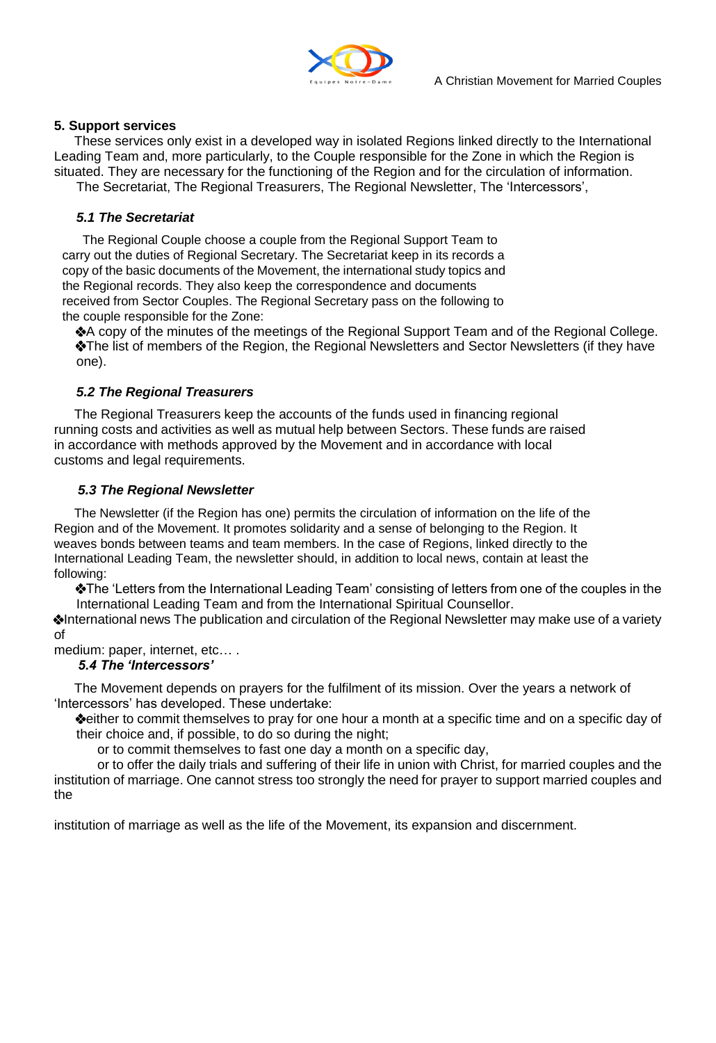## 5. Support services

These services only exist in a developed way in isolated Regions linked directly to the International Leading Team and, more particularly, to the Couple responsible for the Zone in which the Region is situated. They are necessary for the functioning of the Region and for the circulation of information.

The Secretariat, The Regional Treasurers, The Regional Newsletter, The 'Intercessors',

### *5.1 The Secretariat*

The Regional Couple choose a couple from the Regional Support Team to carry out the duties of Regional Secretary. The Secretariat keep in its records a copy of the basic documents of the Movement, the international study topics and the Regional records. They also keep the correspondence and documents received from Sector Couples. The Regional Secretary pass on the following to the couple responsible for the Zone:

- A copy of the minutes of the meetings of the Regional Support Team and of the Regional College.
- The list of members of the Region, the Regional Newsletters and Sector Newsletters (if they have one).

### *5.2 The Regional Treasurers*

The Regional Treasurers keep the accounts of the funds used in financing regional running costs and activities as well as mutual help between Sectors. These funds are raised in accordance with methods approved by the Movement and in accordance with local customs and legal requirements.

### *5.3 The Regional Newsletter*

The Newsletter (if the Region has one) permits the circulation of information on the life of the Region and of the Movement. It promotes solidarity and a sense of belonging to the Region. It weaves bonds between teams and team members. In the case of Regions, linked directly to the International Leading Team, the newsletter should, in addition to local news, contain at least the following:

- The 'Letters from the International Leading Team' consisting of letters from one of the couples in the International Leading Team and from the International Spiritual Counsellor.
- International news The publication and circulation of the Regional Newsletter may make use of a variety of medium: paper, internet, etc… .

### *5.4 The 'Intercessors'*

The Movement depends on prayers for the fulfilment of its mission. Over the years a network of 'Intercessors' has developed. These undertake:

- either to commit themselves to pray for one hour a month at a specific time and on a specific day of their choice and, if possible, to do so during the night;

or to commit themselves to fast one day a month on a specific day,

or to offer the daily trials and suffering of their life in union with Christ, for married couples and the institution of marriage. One cannot stress too strongly the need for prayer to support married couples and the institution of marriage as well as the life of the Movement, its expansion and discernment.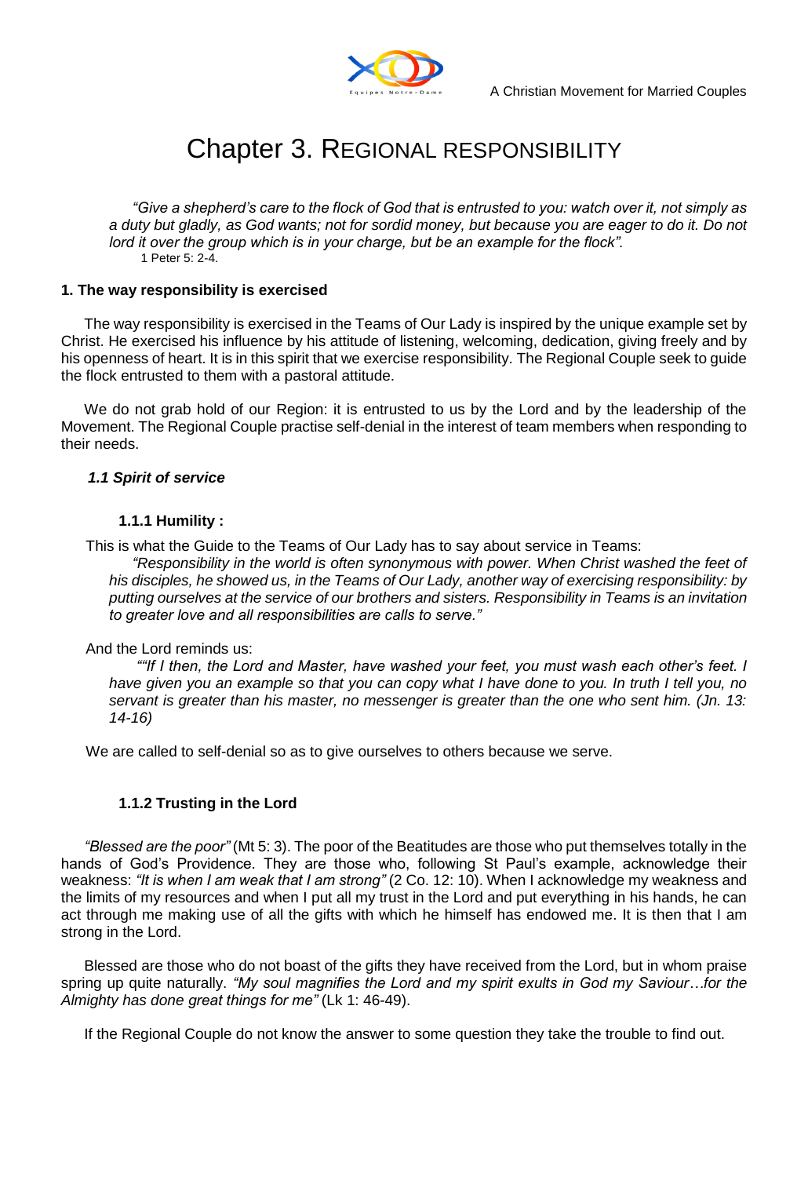# Chapter 3. Regional responsibility

*"Give a shepherd's care to the flock of God that is entrusted to you: watch over it, not simply as a duty but gladly, as God wants; not for sordid money, but because you are eager to do it. Do not lord it over the group which is in your charge, but be an example for the flock".*
1 Peter 5: 2-4.

### 1. The way responsibility is exercised

The way responsibility is exercised in the Teams of Our Lady is inspired by the unique example set by Christ. He exercised his influence by his attitude of listening, welcoming, dedication, giving freely and by his openness of heart. It is in this spirit that we exercise responsibility. The Regional Couple seek to guide the flock entrusted to them with a pastoral attitude.

We do not grab hold of our Region: it is entrusted to us by the Lord and by the leadership of the Movement. The Regional Couple practise self-denial in the interest of team members when responding to their needs.

#### *1.1 Spirit of service*

##### 1.1.1 Humility :

This is what the Guide to the Teams of Our Lady has to say about service in Teams:

*"Responsibility in the world is often synonymous with power. When Christ washed the feet of his disciples, he showed us, in the Teams of Our Lady, another way of exercising responsibility: by putting ourselves at the service of our brothers and sisters. Responsibility in Teams is an invitation to greater love and all responsibilities are calls to serve."*

And the Lord reminds us:

*""If I then, the Lord and Master, have washed your feet, you must wash each other's feet. I have given you an example so that you can copy what I have done to you. In truth I tell you, no servant is greater than his master, no messenger is greater than the one who sent him. (Jn. 13: 14-16)*

We are called to self-denial so as to give ourselves to others because we serve.

##### 1.1.2 Trusting in the Lord

*"Blessed are the poor"* (Mt 5: 3). The poor of the Beatitudes are those who put themselves totally in the hands of God's Providence. They are those who, following St Paul's example, acknowledge their weakness: *"It is when I am weak that I am strong"* (2 Co. 12: 10). When I acknowledge my weakness and the limits of my resources and when I put all my trust in the Lord and put everything in his hands, he can act through me making use of all the gifts with which he himself has endowed me. It is then that I am strong in the Lord.

Blessed are those who do not boast of the gifts they have received from the Lord, but in whom praise spring up quite naturally. *"My soul magnifies the Lord and my spirit exults in God my Saviour…for the Almighty has done great things for me"* (Lk 1: 46-49).

If the Regional Couple do not know the answer to some question they take the trouble to find out.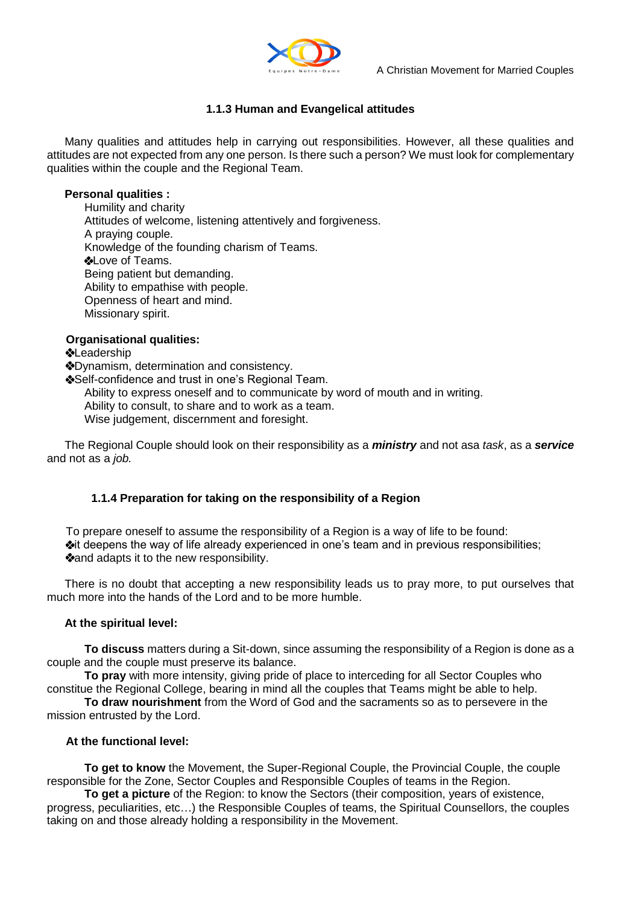### 1.1.3 Human and Evangelical attitudes

Many qualities and attitudes help in carrying out responsibilities. However, all these qualities and attitudes are not expected from any one person. Is there such a person? We must look for complementary qualities within the couple and the Regional Team.

**Personal qualities :**

Humility and charity
Attitudes of welcome, listening attentively and forgiveness.
A praying couple.
Knowledge of the founding charism of Teams.
❖Love of Teams.
Being patient but demanding.
Ability to empathise with people.
Openness of heart and mind.
Missionary spirit.

**Organisational qualities:**

❖Leadership
❖Dynamism, determination and consistency.
❖Self-confidence and trust in one's Regional Team.
Ability to express oneself and to communicate by word of mouth and in writing.
Ability to consult, to share and to work as a team.
Wise judgement, discernment and foresight.

The Regional Couple should look on their responsibility as a ***ministry*** and not asa *task*, as a ***service*** and not as a *job.*

### 1.1.4 Preparation for taking on the responsibility of a Region

To prepare oneself to assume the responsibility of a Region is a way of life to be found:
❖it deepens the way of life already experienced in one's team and in previous responsibilities;
❖and adapts it to the new responsibility.

There is no doubt that accepting a new responsibility leads us to pray more, to put ourselves that much more into the hands of the Lord and to be more humble.

**At the spiritual level:**

**To discuss** matters during a Sit-down, since assuming the responsibility of a Region is done as a couple and the couple must preserve its balance.

**To pray** with more intensity, giving pride of place to interceding for all Sector Couples who constitue the Regional College, bearing in mind all the couples that Teams might be able to help.

**To draw nourishment** from the Word of God and the sacraments so as to persevere in the mission entrusted by the Lord.

**At the functional level:**

**To get to know** the Movement, the Super-Regional Couple, the Provincial Couple, the couple responsible for the Zone, Sector Couples and Responsible Couples of teams in the Region.

**To get a picture** of the Region: to know the Sectors (their composition, years of existence, progress, peculiarities, etc…) the Responsible Couples of teams, the Spiritual Counsellors, the couples taking on and those already holding a responsibility in the Movement.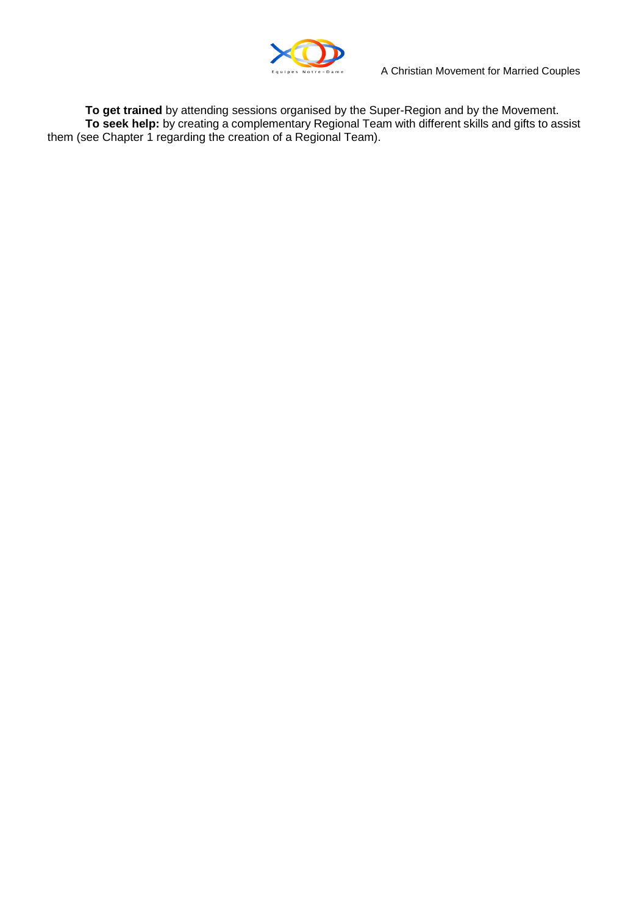**To get trained** by attending sessions organised by the Super-Region and by the Movement.

**To seek help:** by creating a complementary Regional Team with different skills and gifts to assist them (see Chapter 1 regarding the creation of a Regional Team).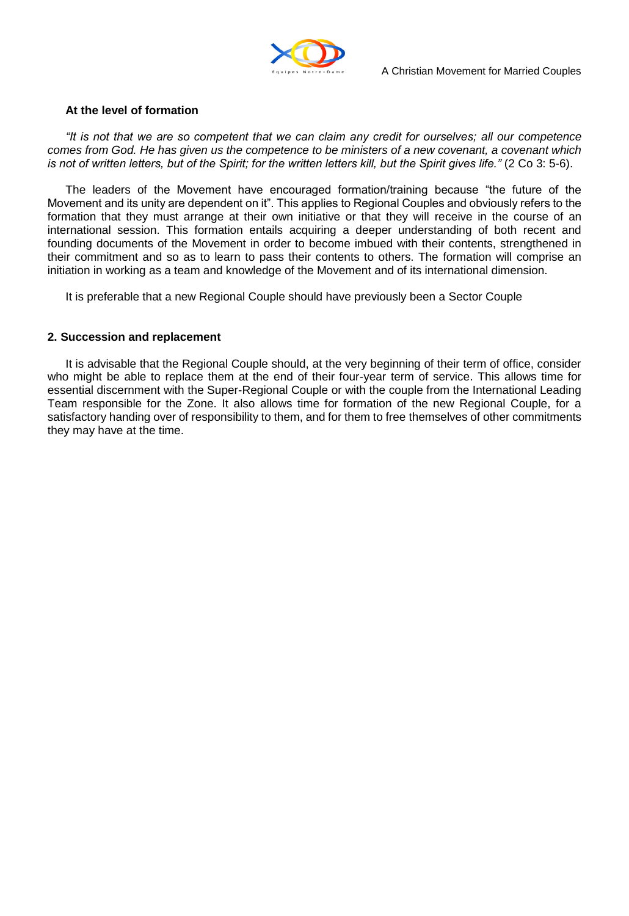### At the level of formation

*"It is not that we are so competent that we can claim any credit for ourselves; all our competence comes from God. He has given us the competence to be ministers of a new covenant, a covenant which is not of written letters, but of the Spirit; for the written letters kill, but the Spirit gives life."* (2 Co 3: 5-6).

The leaders of the Movement have encouraged formation/training because "the future of the Movement and its unity are dependent on it". This applies to Regional Couples and obviously refers to the formation that they must arrange at their own initiative or that they will receive in the course of an international session. This formation entails acquiring a deeper understanding of both recent and founding documents of the Movement in order to become imbued with their contents, strengthened in their commitment and so as to learn to pass their contents to others. The formation will comprise an initiation in working as a team and knowledge of the Movement and of its international dimension.

It is preferable that a new Regional Couple should have previously been a Sector Couple

## 2. Succession and replacement

It is advisable that the Regional Couple should, at the very beginning of their term of office, consider who might be able to replace them at the end of their four-year term of service. This allows time for essential discernment with the Super-Regional Couple or with the couple from the International Leading Team responsible for the Zone. It also allows time for formation of the new Regional Couple, for a satisfactory handing over of responsibility to them, and for them to free themselves of other commitments they may have at the time.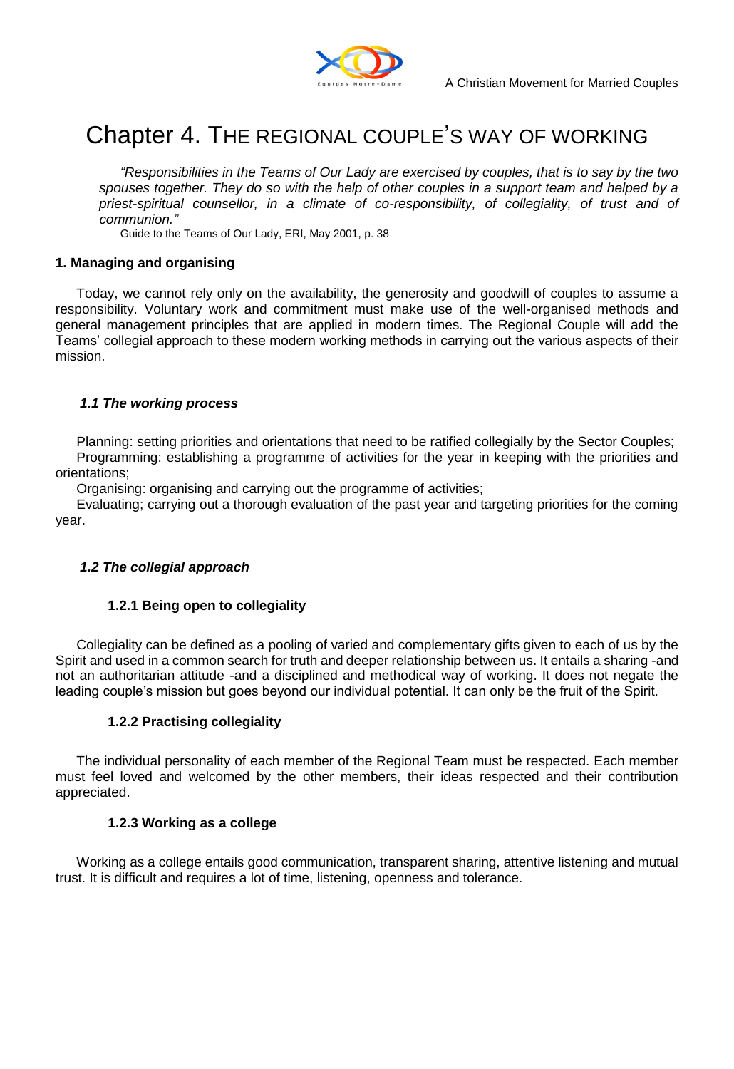# Chapter 4. THE REGIONAL COUPLE'S WAY OF WORKING

> *"Responsibilities in the Teams of Our Lady are exercised by couples, that is to say by the two spouses together. They do so with the help of other couples in a support team and helped by a priest-spiritual counsellor, in a climate of co-responsibility, of collegiality, of trust and of communion."*
>
> Guide to the Teams of Our Lady, ERI, May 2001, p. 38

## 1. Managing and organising

Today, we cannot rely only on the availability, the generosity and goodwill of couples to assume a responsibility. Voluntary work and commitment must make use of the well-organised methods and general management principles that are applied in modern times. The Regional Couple will add the Teams' collegial approach to these modern working methods in carrying out the various aspects of their mission.

### *1.1 The working process*

Planning: setting priorities and orientations that need to be ratified collegially by the Sector Couples;
Programming: establishing a programme of activities for the year in keeping with the priorities and orientations;
Organising: organising and carrying out the programme of activities;
Evaluating; carrying out a thorough evaluation of the past year and targeting priorities for the coming year.

### *1.2 The collegial approach*

#### 1.2.1 Being open to collegiality

Collegiality can be defined as a pooling of varied and complementary gifts given to each of us by the Spirit and used in a common search for truth and deeper relationship between us. It entails a sharing -and not an authoritarian attitude -and a disciplined and methodical way of working. It does not negate the leading couple's mission but goes beyond our individual potential. It can only be the fruit of the Spirit.

#### 1.2.2 Practising collegiality

The individual personality of each member of the Regional Team must be respected. Each member must feel loved and welcomed by the other members, their ideas respected and their contribution appreciated.

#### 1.2.3 Working as a college

Working as a college entails good communication, transparent sharing, attentive listening and mutual trust. It is difficult and requires a lot of time, listening, openness and tolerance.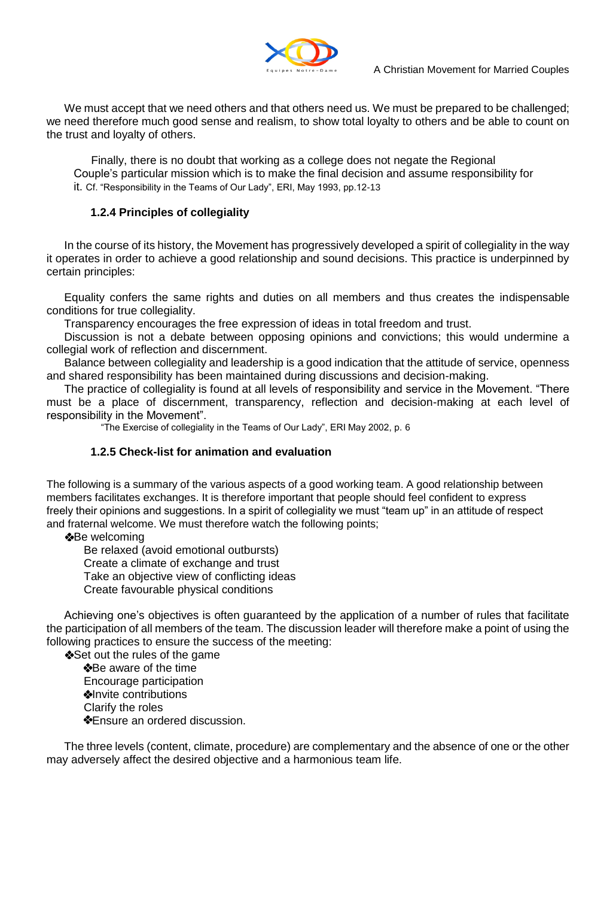We must accept that we need others and that others need us. We must be prepared to be challenged; we need therefore much good sense and realism, to show total loyalty to others and be able to count on the trust and loyalty of others.

Finally, there is no doubt that working as a college does not negate the Regional Couple's particular mission which is to make the final decision and assume responsibility for it. Cf. "Responsibility in the Teams of Our Lady", ERI, May 1993, pp.12-13

### 1.2.4 Principles of collegiality

In the course of its history, the Movement has progressively developed a spirit of collegiality in the way it operates in order to achieve a good relationship and sound decisions. This practice is underpinned by certain principles:

Equality confers the same rights and duties on all members and thus creates the indispensable conditions for true collegiality.

Transparency encourages the free expression of ideas in total freedom and trust.

Discussion is not a debate between opposing opinions and convictions; this would undermine a collegial work of reflection and discernment.

Balance between collegiality and leadership is a good indication that the attitude of service, openness and shared responsibility has been maintained during discussions and decision-making.

The practice of collegiality is found at all levels of responsibility and service in the Movement. "There must be a place of discernment, transparency, reflection and decision-making at each level of responsibility in the Movement".

"The Exercise of collegiality in the Teams of Our Lady", ERI May 2002, p. 6

### 1.2.5 Check-list for animation and evaluation

The following is a summary of the various aspects of a good working team. A good relationship between members facilitates exchanges. It is therefore important that people should feel confident to express freely their opinions and suggestions. In a spirit of collegiality we must "team up" in an attitude of respect and fraternal welcome. We must therefore watch the following points;

❖Be welcoming

- Be relaxed (avoid emotional outbursts)
- Create a climate of exchange and trust
- Take an objective view of conflicting ideas
- Create favourable physical conditions

Achieving one's objectives is often guaranteed by the application of a number of rules that facilitate the participation of all members of the team. The discussion leader will therefore make a point of using the following practices to ensure the success of the meeting:

❖Set out the rules of the game

- ❖Be aware of the time
- Encourage participation
- ❖Invite contributions
- Clarify the roles
- ❖Ensure an ordered discussion.

The three levels (content, climate, procedure) are complementary and the absence of one or the other may adversely affect the desired objective and a harmonious team life.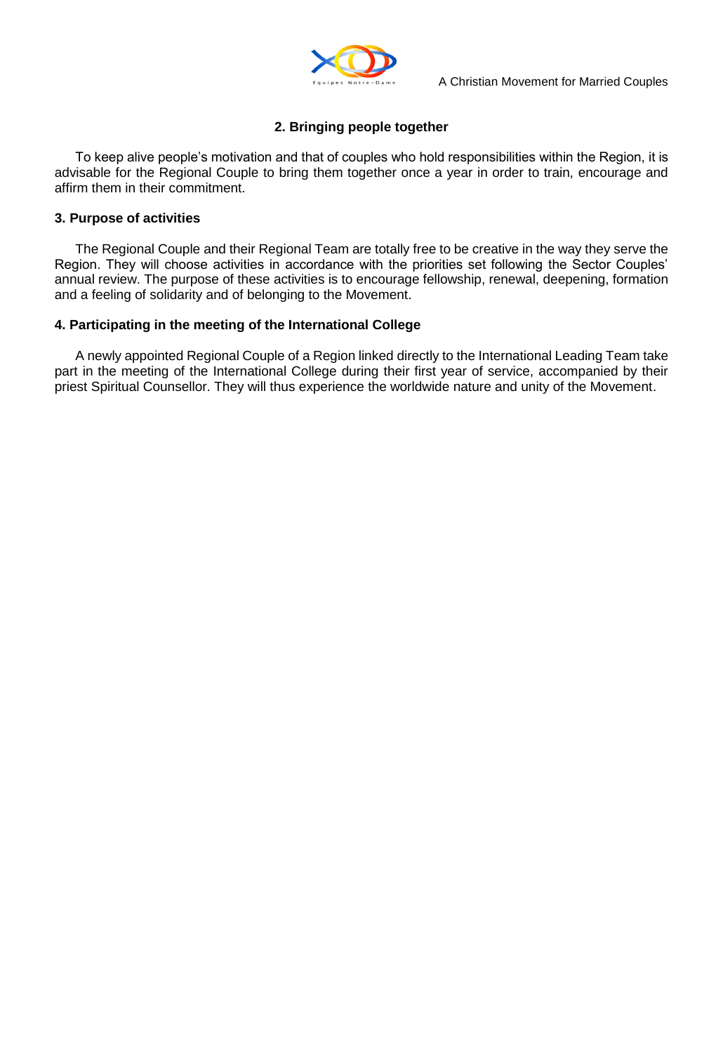## 2. Bringing people together

To keep alive people's motivation and that of couples who hold responsibilities within the Region, it is advisable for the Regional Couple to bring them together once a year in order to train, encourage and affirm them in their commitment.

### 3. Purpose of activities

The Regional Couple and their Regional Team are totally free to be creative in the way they serve the Region. They will choose activities in accordance with the priorities set following the Sector Couples' annual review. The purpose of these activities is to encourage fellowship, renewal, deepening, formation and a feeling of solidarity and of belonging to the Movement.

### 4. Participating in the meeting of the International College

A newly appointed Regional Couple of a Region linked directly to the International Leading Team take part in the meeting of the International College during their first year of service, accompanied by their priest Spiritual Counsellor. They will thus experience the worldwide nature and unity of the Movement.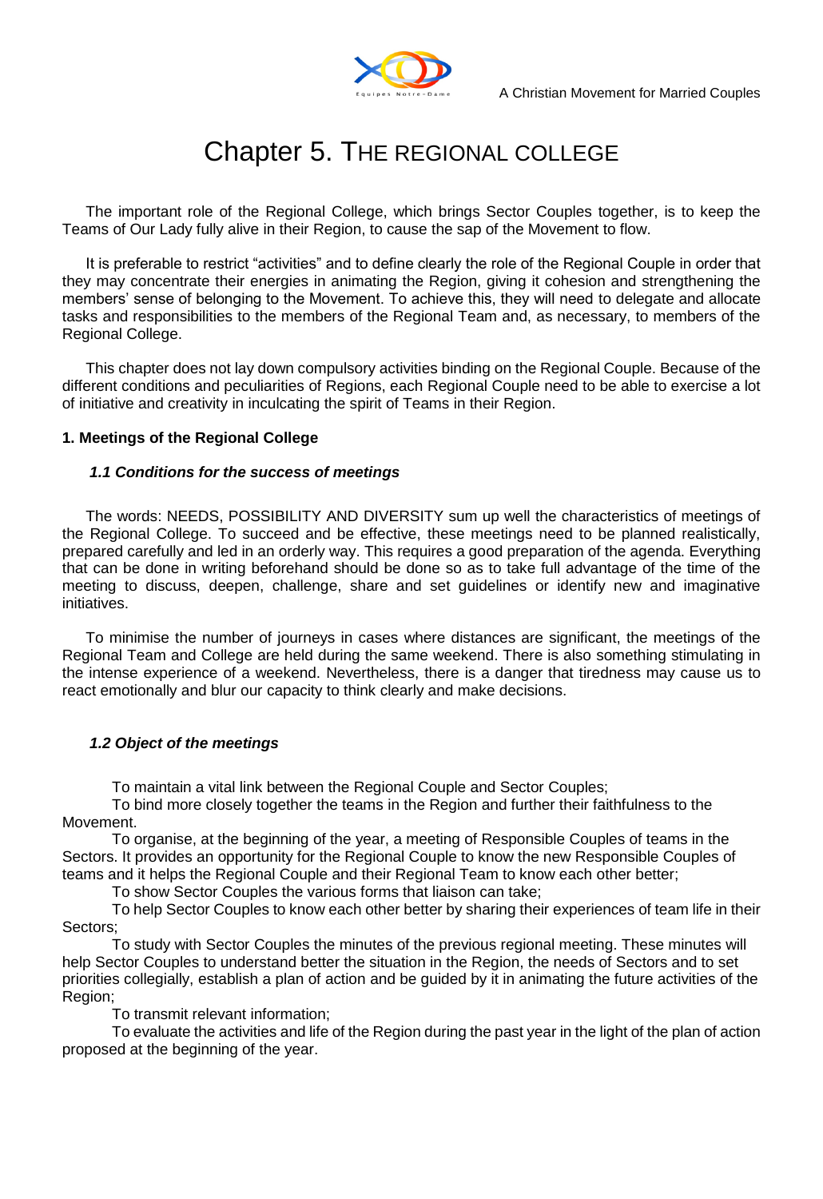# Chapter 5. THE REGIONAL COLLEGE

The important role of the Regional College, which brings Sector Couples together, is to keep the Teams of Our Lady fully alive in their Region, to cause the sap of the Movement to flow.

It is preferable to restrict "activities" and to define clearly the role of the Regional Couple in order that they may concentrate their energies in animating the Region, giving it cohesion and strengthening the members' sense of belonging to the Movement. To achieve this, they will need to delegate and allocate tasks and responsibilities to the members of the Regional Team and, as necessary, to members of the Regional College.

This chapter does not lay down compulsory activities binding on the Regional Couple. Because of the different conditions and peculiarities of Regions, each Regional Couple need to be able to exercise a lot of initiative and creativity in inculcating the spirit of Teams in their Region.

## 1. Meetings of the Regional College

### *1.1 Conditions for the success of meetings*

The words: NEEDS, POSSIBILITY AND DIVERSITY sum up well the characteristics of meetings of the Regional College. To succeed and be effective, these meetings need to be planned realistically, prepared carefully and led in an orderly way. This requires a good preparation of the agenda. Everything that can be done in writing beforehand should be done so as to take full advantage of the time of the meeting to discuss, deepen, challenge, share and set guidelines or identify new and imaginative initiatives.

To minimise the number of journeys in cases where distances are significant, the meetings of the Regional Team and College are held during the same weekend. There is also something stimulating in the intense experience of a weekend. Nevertheless, there is a danger that tiredness may cause us to react emotionally and blur our capacity to think clearly and make decisions.

### *1.2 Object of the meetings*

To maintain a vital link between the Regional Couple and Sector Couples;

To bind more closely together the teams in the Region and further their faithfulness to the Movement.

To organise, at the beginning of the year, a meeting of Responsible Couples of teams in the Sectors. It provides an opportunity for the Regional Couple to know the new Responsible Couples of teams and it helps the Regional Couple and their Regional Team to know each other better;

To show Sector Couples the various forms that liaison can take;

To help Sector Couples to know each other better by sharing their experiences of team life in their Sectors;

To study with Sector Couples the minutes of the previous regional meeting. These minutes will help Sector Couples to understand better the situation in the Region, the needs of Sectors and to set priorities collegially, establish a plan of action and be guided by it in animating the future activities of the Region;

To transmit relevant information;

To evaluate the activities and life of the Region during the past year in the light of the plan of action proposed at the beginning of the year.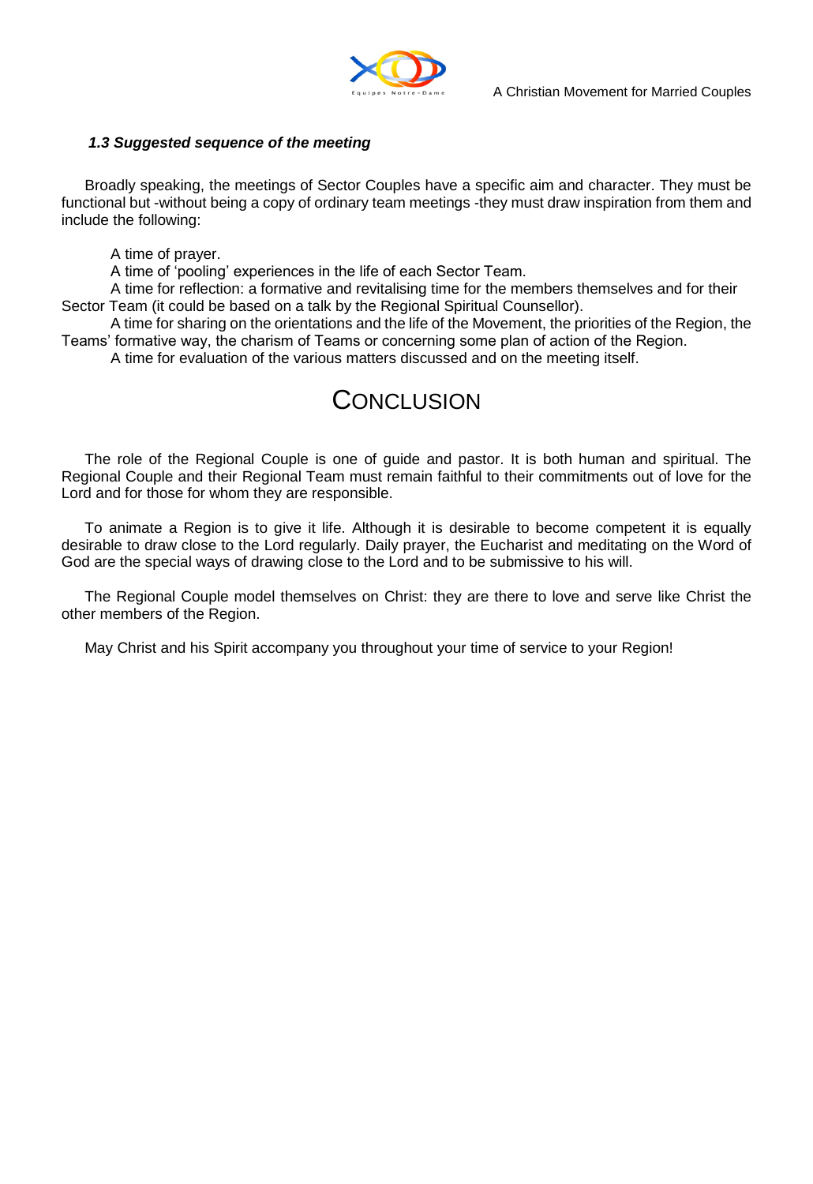### *1.3 Suggested sequence of the meeting*

Broadly speaking, the meetings of Sector Couples have a specific aim and character. They must be functional but -without being a copy of ordinary team meetings -they must draw inspiration from them and include the following:

A time of prayer.

A time of 'pooling' experiences in the life of each Sector Team.

A time for reflection: a formative and revitalising time for the members themselves and for their Sector Team (it could be based on a talk by the Regional Spiritual Counsellor).

A time for sharing on the orientations and the life of the Movement, the priorities of the Region, the Teams' formative way, the charism of Teams or concerning some plan of action of the Region.

A time for evaluation of the various matters discussed and on the meeting itself.

# CONCLUSION

The role of the Regional Couple is one of guide and pastor. It is both human and spiritual. The Regional Couple and their Regional Team must remain faithful to their commitments out of love for the Lord and for those for whom they are responsible.

To animate a Region is to give it life. Although it is desirable to become competent it is equally desirable to draw close to the Lord regularly. Daily prayer, the Eucharist and meditating on the Word of God are the special ways of drawing close to the Lord and to be submissive to his will.

The Regional Couple model themselves on Christ: they are there to love and serve like Christ the other members of the Region.

May Christ and his Spirit accompany you throughout your time of service to your Region!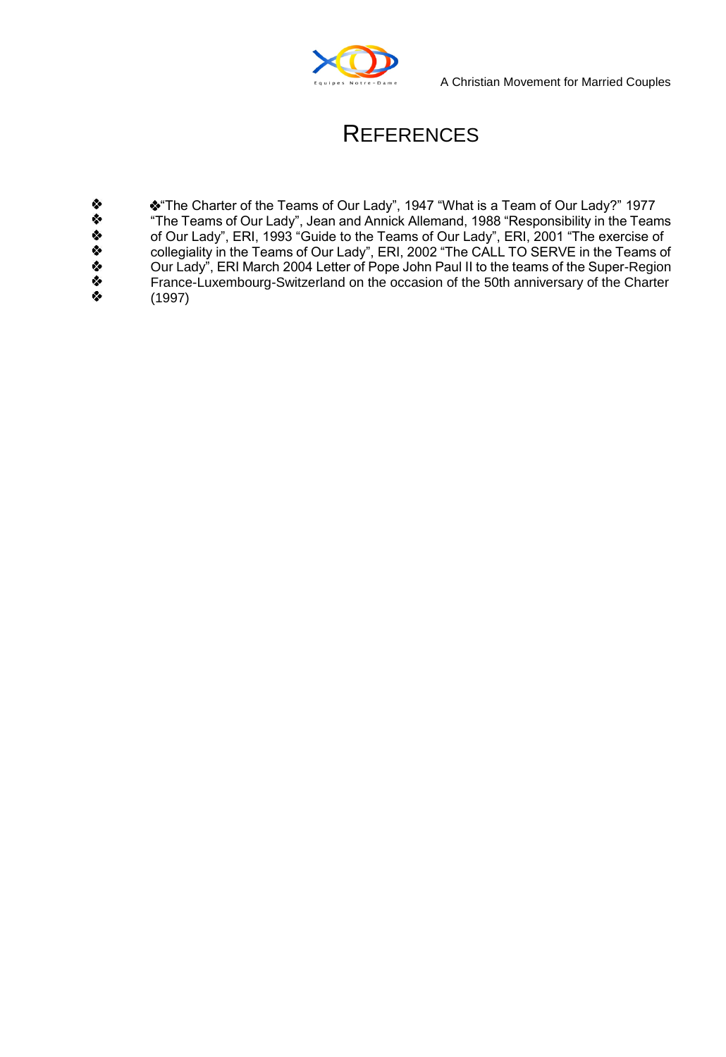# REFERENCES

- "The Charter of the Teams of Our Lady", 1947
- "What is a Team of Our Lady?" 1977
- "The Teams of Our Lady", Jean and Annick Allemand, 1988
- "Responsibility in the Teams of Our Lady", ERI, 1993
- "Guide to the Teams of Our Lady", ERI, 2001
- "The exercise of collegiality in the Teams of Our Lady", ERI, 2002
- "The CALL TO SERVE in the Teams of Our Lady", ERI March 2004
- Letter of Pope John Paul II to the teams of the Super-Region France-Luxembourg-Switzerland on the occasion of the 50th anniversary of the Charter (1997)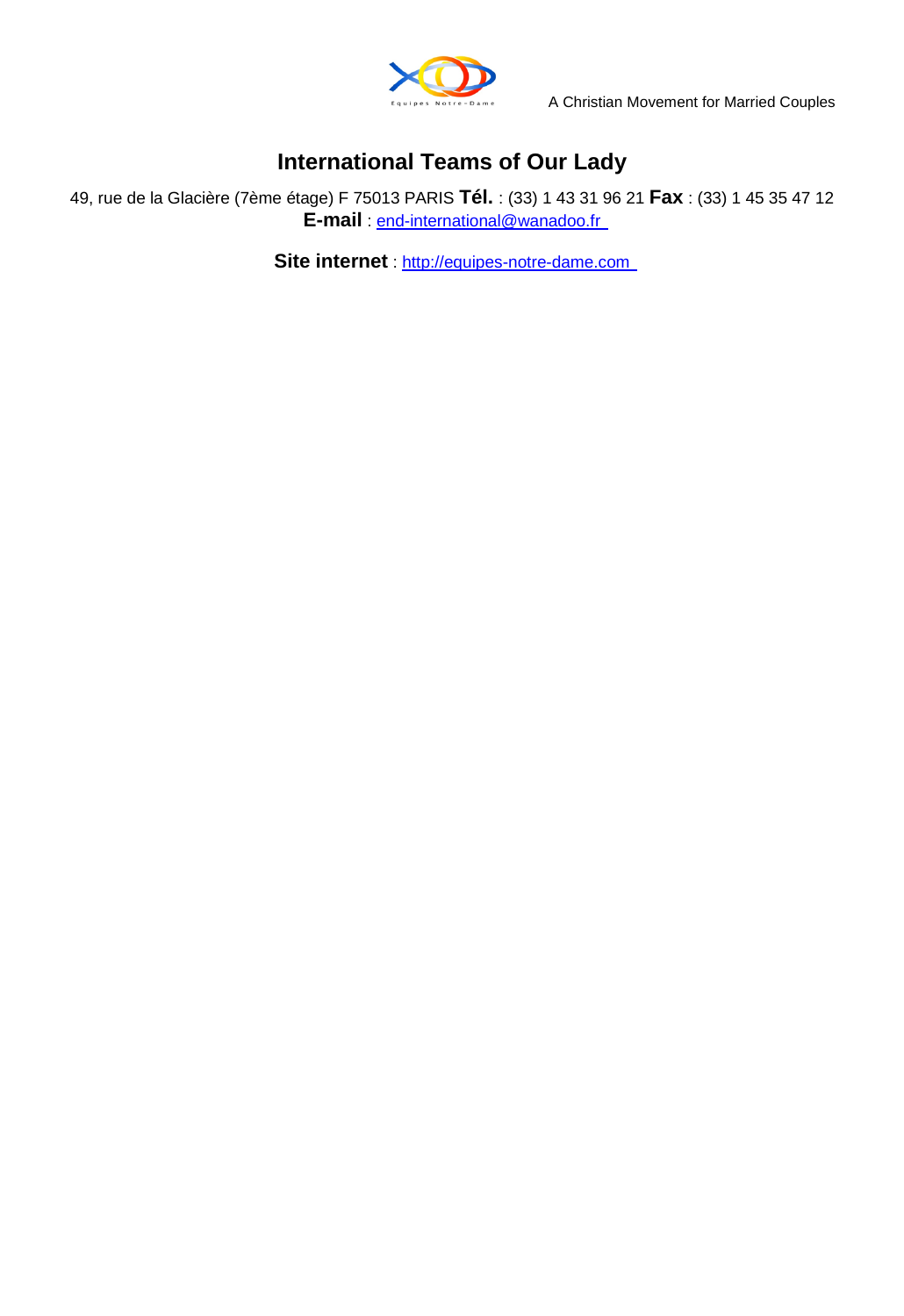Équipes Notre-Dame

A Christian Movement for Married Couples

# International Teams of Our Lady

49, rue de la Glacière (7ème étage) F 75013 PARIS **Tél.** : (33) 1 43 31 96 21 **Fax** : (33) 1 45 35 47 12
**E-mail** : end-international@wanadoo.fr

**Site internet** : http://equipes-notre-dame.com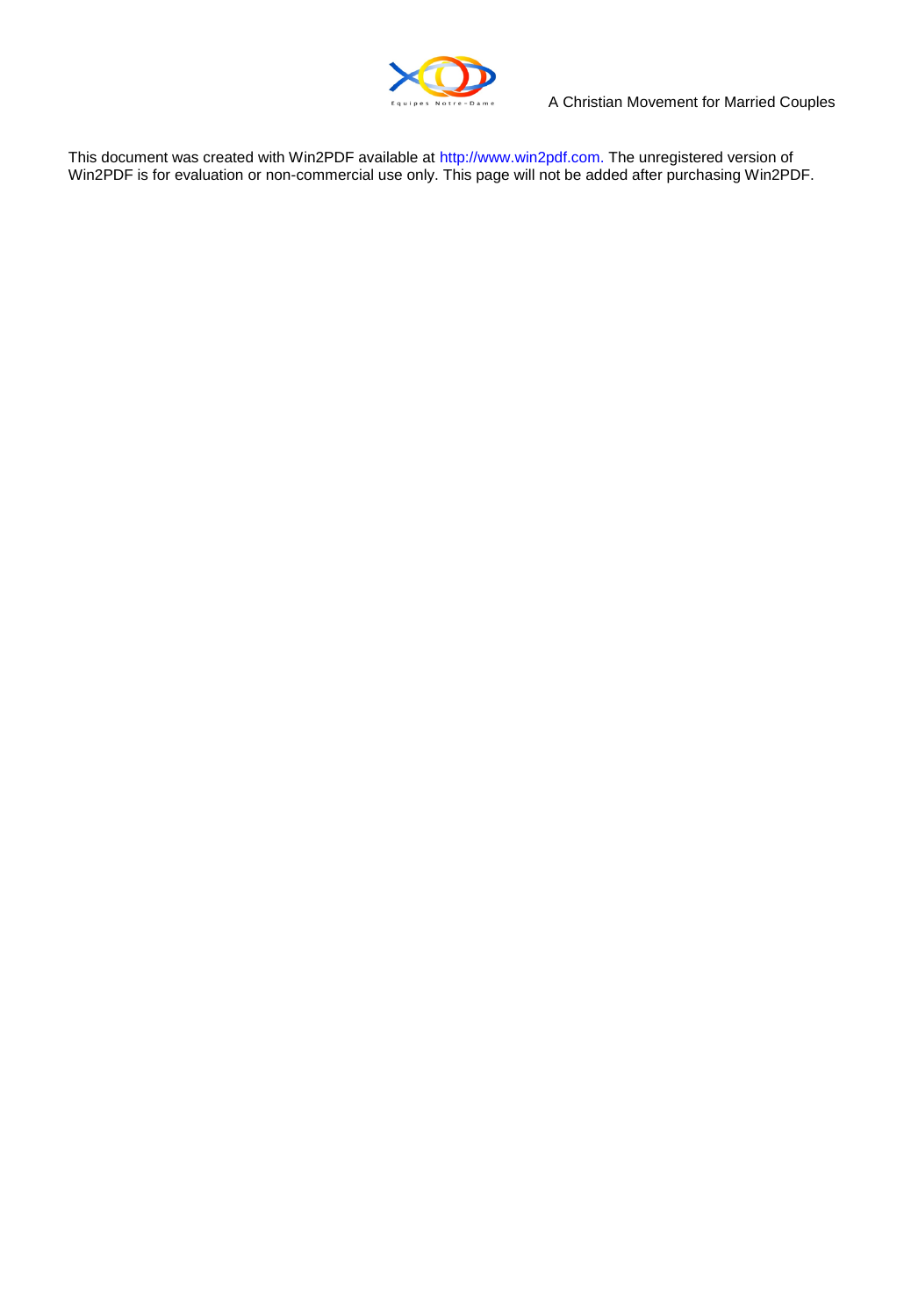This document was created with Win2PDF available at http://www.win2pdf.com. The unregistered version of Win2PDF is for evaluation or non-commercial use only. This page will not be added after purchasing Win2PDF.